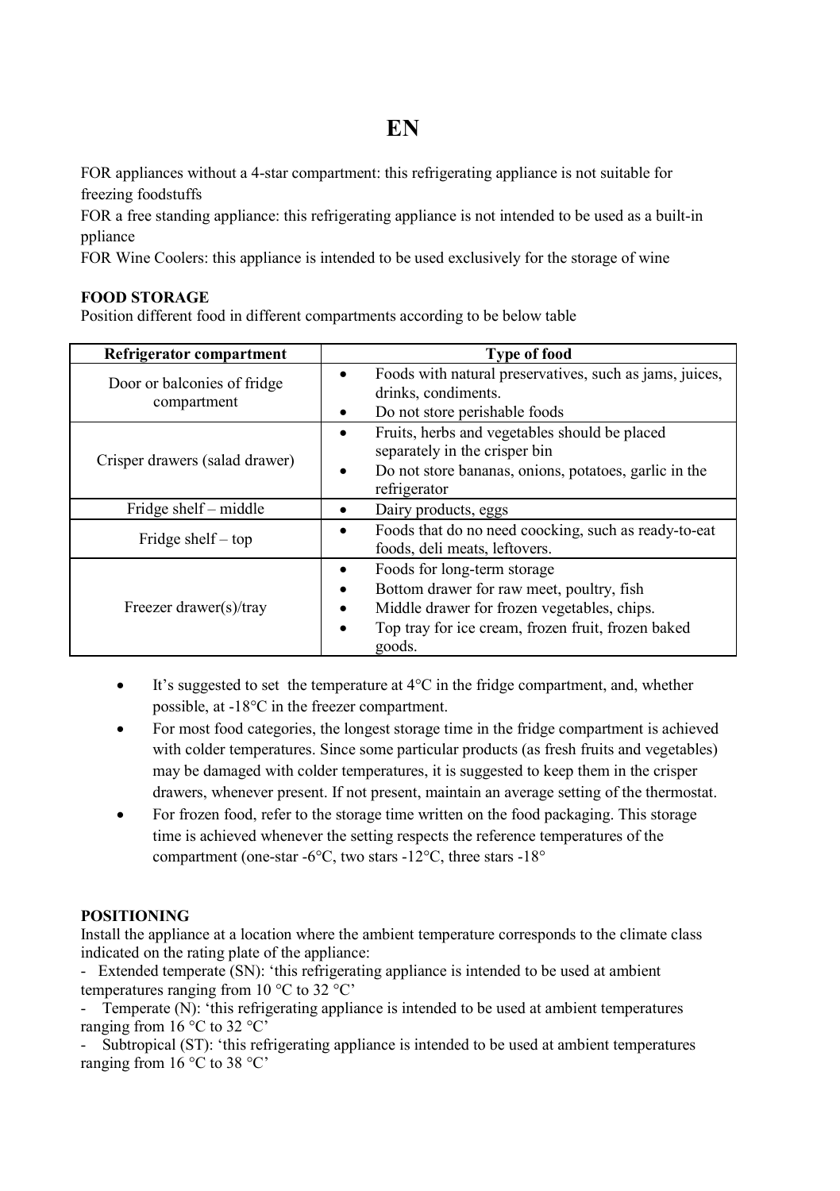# EN

FOR appliances without a 4-star compartment: this refrigerating appliance is not suitable for freezing foodstuffs

FOR a free standing appliance: this refrigerating appliance is not intended to be used as a built-in ppliance

FOR Wine Coolers: this appliance is intended to be used exclusively for the storage of wine

**FOOD STORAGE**

Position different food in different compartments according to be below table

| Refrigerator compartment | Type of food |
|---|---|
| Door or balconies of fridge compartment | • Foods with natural preservatives, such as jams, juices, drinks, condiments.<br>• Do not store perishable foods |
| Crisper drawers (salad drawer) | • Fruits, herbs and vegetables should be placed separately in the crisper bin<br>• Do not store bananas, onions, potatoes, garlic in the refrigerator |
| Fridge shelf – middle | • Dairy products, eggs |
| Fridge shelf – top | • Foods that do no need coocking, such as ready-to-eat foods, deli meats, leftovers. |
| Freezer drawer(s)/tray | • Foods for long-term storage<br>• Bottom drawer for raw meet, poultry, fish<br>• Middle drawer for frozen vegetables, chips.<br>• Top tray for ice cream, frozen fruit, frozen baked goods. |

- It's suggested to set the temperature at 4°C in the fridge compartment, and, whether possible, at -18°C in the freezer compartment.
- For most food categories, the longest storage time in the fridge compartment is achieved with colder temperatures. Since some particular products (as fresh fruits and vegetables) may be damaged with colder temperatures, it is suggested to keep them in the crisper drawers, whenever present. If not present, maintain an average setting of the thermostat.
- For frozen food, refer to the storage time written on the food packaging. This storage time is achieved whenever the setting respects the reference temperatures of the compartment (one-star -6°C, two stars -12°C, three stars -18°

**POSITIONING**

Install the appliance at a location where the ambient temperature corresponds to the climate class indicated on the rating plate of the appliance:

- Extended temperate (SN): 'this refrigerating appliance is intended to be used at ambient temperatures ranging from 10 °C to 32 °C'
- Temperate (N): 'this refrigerating appliance is intended to be used at ambient temperatures ranging from 16 °C to 32 °C'
- Subtropical (ST): 'this refrigerating appliance is intended to be used at ambient temperatures ranging from 16 °C to 38 °C'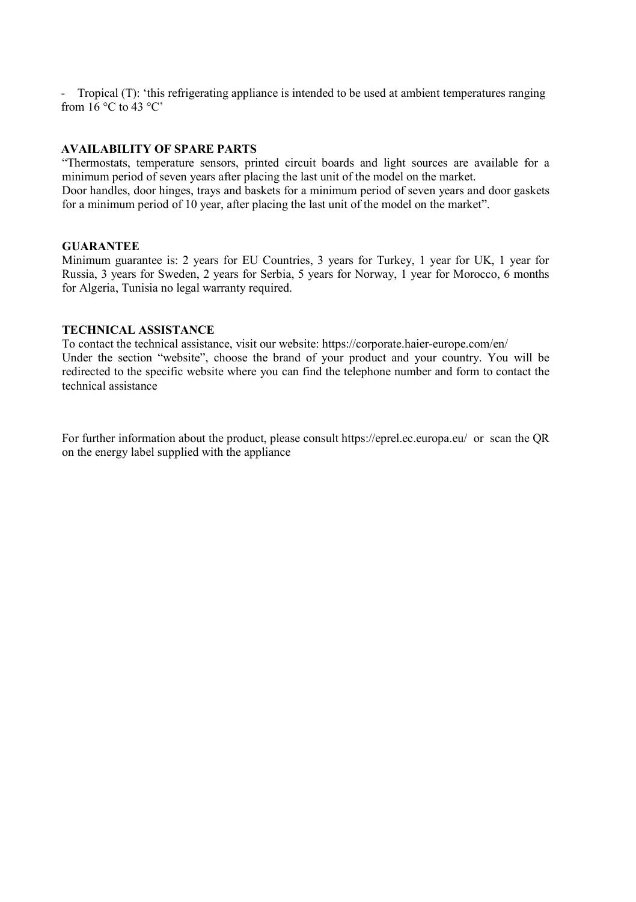- Tropical (T): 'this refrigerating appliance is intended to be used at ambient temperatures ranging from 16 °C to 43 °C'

**AVAILABILITY OF SPARE PARTS**

"Thermostats, temperature sensors, printed circuit boards and light sources are available for a minimum period of seven years after placing the last unit of the model on the market.
Door handles, door hinges, trays and baskets for a minimum period of seven years and door gaskets for a minimum period of 10 year, after placing the last unit of the model on the market".

**GUARANTEE**

Minimum guarantee is: 2 years for EU Countries, 3 years for Turkey, 1 year for UK, 1 year for Russia, 3 years for Sweden, 2 years for Serbia, 5 years for Norway, 1 year for Morocco, 6 months for Algeria, Tunisia no legal warranty required.

**TECHNICAL ASSISTANCE**

To contact the technical assistance, visit our website: https://corporate.haier-europe.com/en/
Under the section "website", choose the brand of your product and your country. You will be redirected to the specific website where you can find the telephone number and form to contact the technical assistance

For further information about the product, please consult https://eprel.ec.europa.eu/ or scan the QR on the energy label supplied with the appliance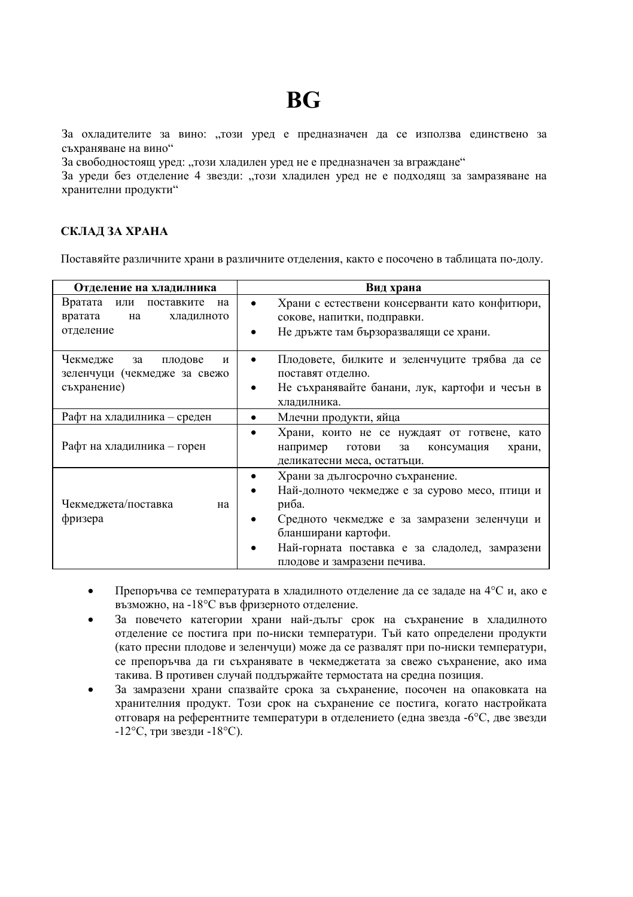# BG

За охладителите за вино: „този уред е предназначен да се използва единствено за съхраняване на вино“

За свободностоящ уред: „този хладилен уред не е предназначен за вграждане“

За уреди без отделение 4 звезди: „този хладилен уред не е подходящ за замразяване на хранителни продукти“

### СКЛАД ЗА ХРАНА

Поставяйте различните храни в различните отделения, както е посочено в таблицата по-долу.

| Отделение на хладилника | Вид храна |
|---|---|
| Вратата или поставките на вратата на хладилното отделение | • Храни с естествени консерванти като конфитюри, сокове, напитки, подправки.<br>• Не дръжте там бързоразвалящи се храни. |
| Чекмедже за плодове и зеленчуци (чекмедже за свежо съхранение) | • Плодовете, билките и зеленчуците трябва да се поставят отделно.<br>• Не съхранявайте банани, лук, картофи и чесън в хладилника. |
| Рафт на хладилника – среден | • Млечни продукти, яйца |
| Рафт на хладилника – горен | • Храни, които не се нуждаят от готвене, като например готови за консумация храни, деликатесни меса, остатъци. |
| Чекмеджета/поставка на фризера | • Храни за дългосрочно съхранение.<br>• Най-долното чекмедже е за сурово месо, птици и риба.<br>• Средното чекмедже е за замразени зеленчуци и бланширани картофи.<br>• Най-горната поставка е за сладолед, замразени плодове и замразени печива. |

- Препоръчва се температурата в хладилното отделение да се зададе на 4°C и, ако е възможно, на -18°C във фризерното отделение.
- За повечето категории храни най-дълъг срок на съхранение в хладилното отделение се постига при по-ниски температури. Тъй като определени продукти (като пресни плодове и зеленчуци) може да се развалят при по-ниски температури, се препоръчва да ги съхранявате в чекмеджетата за свежо съхранение, ако има такива. В противен случай поддържайте термостата на средна позиция.
- За замразени храни спазвайте срока за съхранение, посочен на опаковката на хранителния продукт. Този срок на съхранение се постига, когато настройката отговаря на референтните температури в отделението (една звезда -6°C, две звезди -12°C, три звезди -18°C).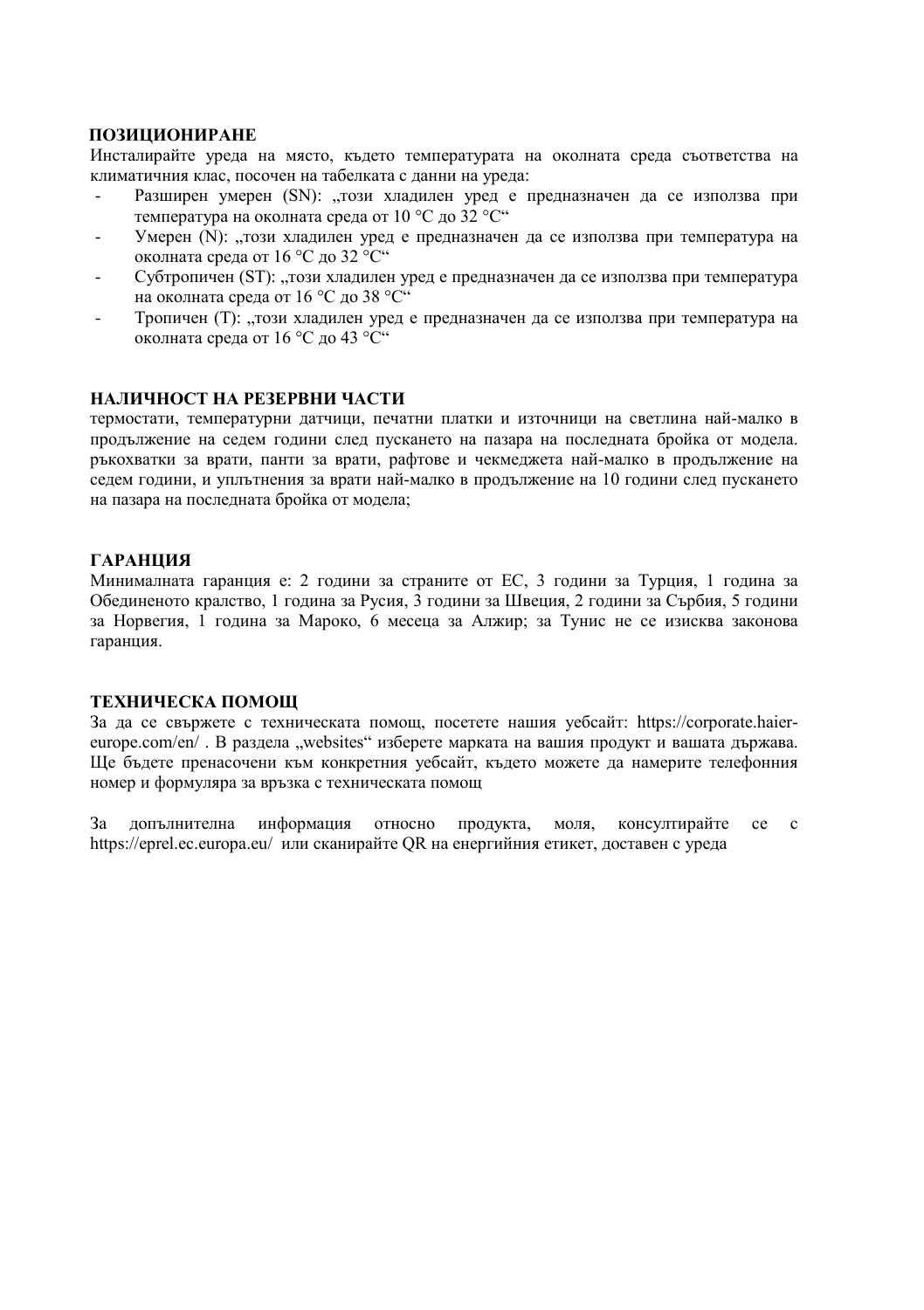## ПОЗИЦИОНИРАНЕ

Инсталирайте уреда на място, където температурата на околната среда съответства на климатичния клас, посочен на табелката с данни на уреда:

- Разширен умерен (SN): „този хладилен уред е предназначен да се използва при температура на околната среда от 10 °C до 32 °C“
- Умерен (N): „този хладилен уред е предназначен да се използва при температура на околната среда от 16 °C до 32 °C“
- Субтропичен (ST): „този хладилен уред е предназначен да се използва при температура на околната среда от 16 °C до 38 °C“
- Тропичен (T): „този хладилен уред е предназначен да се използва при температура на околната среда от 16 °C до 43 °C“

## НАЛИЧНОСТ НА РЕЗЕРВНИ ЧАСТИ

термостати, температурни датчици, печатни платки и източници на светлина най-малко в продължение на седем години след пускането на пазара на последната бройка от модела. ръкохватки за врати, панти за врати, рафтове и чекмеджета най-малко в продължение на седем години, и уплътнения за врати най-малко в продължение на 10 години след пускането на пазара на последната бройка от модела;

## ГАРАНЦИЯ

Минималната гаранция е: 2 години за страните от ЕС, 3 години за Турция, 1 година за Обединеното кралство, 1 година за Русия, 3 години за Швеция, 2 години за Сърбия, 5 години за Норвегия, 1 година за Мароко, 6 месеца за Алжир; за Тунис не се изисква законова гаранция.

## ТЕХНИЧЕСКА ПОМОЩ

За да се свържете с техническата помощ, посетете нашия уебсайт: https://corporate.haier-europe.com/en/ . В раздела „websites“ изберете марката на вашия продукт и вашата държава. Ще бъдете пренасочени към конкретния уебсайт, където можете да намерите телефонния номер и формуляра за връзка с техническата помощ

За допълнителна информация относно продукта, моля, консултирайте се с https://eprel.ec.europa.eu/ или сканирайте QR на енергийния етикет, доставен с уреда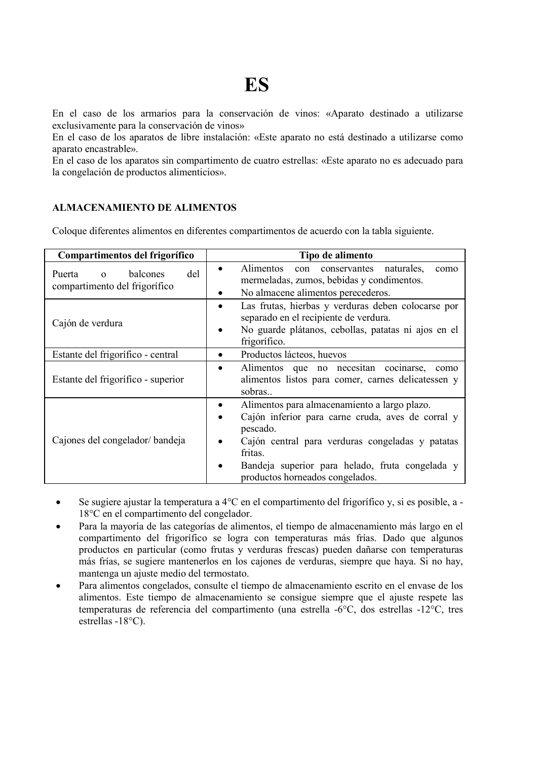# ES

En el caso de los armarios para la conservación de vinos: «Aparato destinado a utilizarse exclusivamente para la conservación de vinos»
En el caso de los aparatos de libre instalación: «Este aparato no está destinado a utilizarse como aparato encastrable».
En el caso de los aparatos sin compartimento de cuatro estrellas: «Este aparato no es adecuado para la congelación de productos alimenticios».

**ALMACENAMIENTO DE ALIMENTOS**

Coloque diferentes alimentos en diferentes compartimentos de acuerdo con la tabla siguiente.

| Compartimentos del frigorífico | Tipo de alimento |
|---|---|
| Puerta o balcones del compartimento del frigorífico | • Alimentos con conservantes naturales, como mermeladas, zumos, bebidas y condimentos.<br>• No almacene alimentos perecederos. |
| Cajón de verdura | • Las frutas, hierbas y verduras deben colocarse por separado en el recipiente de verdura.<br>• No guarde plátanos, cebollas, patatas ni ajos en el frigorífico. |
| Estante del frigorífico - central | • Productos lácteos, huevos |
| Estante del frigorífico - superior | • Alimentos que no necesitan cocinarse, como alimentos listos para comer, carnes delicatessen y sobras.. |
| Cajones del congelador/ bandeja | • Alimentos para almacenamiento a largo plazo.<br>• Cajón inferior para carne cruda, aves de corral y pescado.<br>• Cajón central para verduras congeladas y patatas fritas.<br>• Bandeja superior para helado, fruta congelada y productos horneados congelados. |

- Se sugiere ajustar la temperatura a 4°C en el compartimento del frigorífico y, si es posible, a -18°C en el compartimento del congelador.
- Para la mayoría de las categorías de alimentos, el tiempo de almacenamiento más largo en el compartimento del frigorífico se logra con temperaturas más frías. Dado que algunos productos en particular (como frutas y verduras frescas) pueden dañarse con temperaturas más frías, se sugiere mantenerlos en los cajones de verduras, siempre que haya. Si no hay, mantenga un ajuste medio del termostato.
- Para alimentos congelados, consulte el tiempo de almacenamiento escrito en el envase de los alimentos. Este tiempo de almacenamiento se consigue siempre que el ajuste respete las temperaturas de referencia del compartimento (una estrella -6°C, dos estrellas -12°C, tres estrellas -18°C).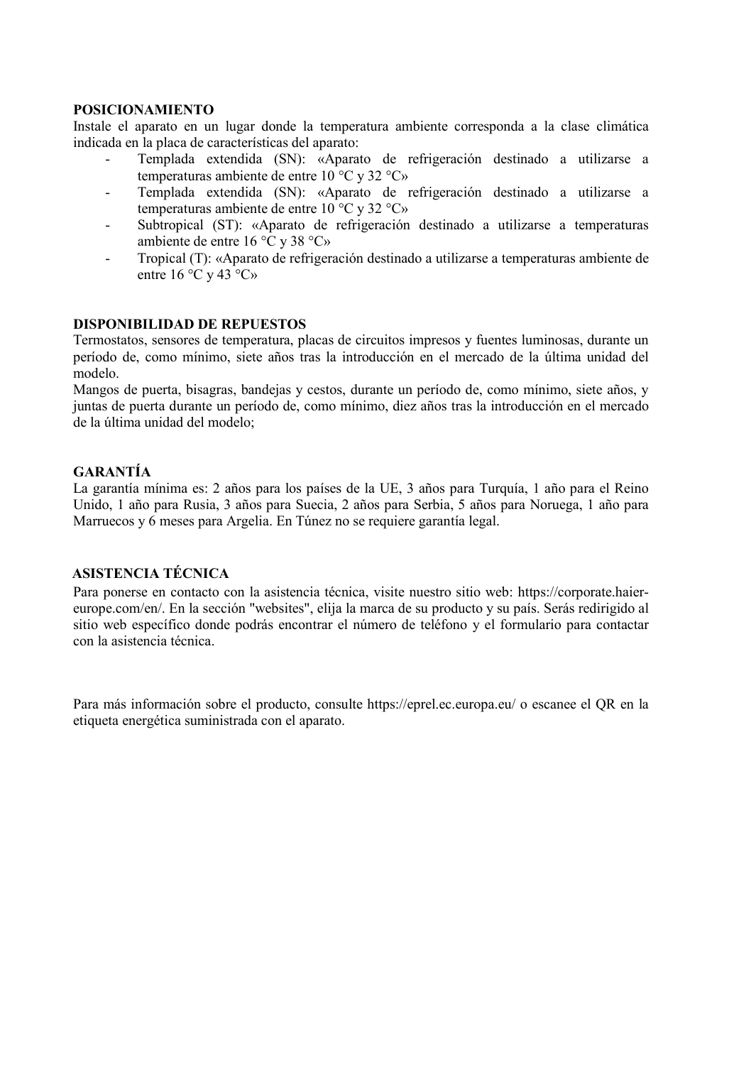**POSICIONAMIENTO**

Instale el aparato en un lugar donde la temperatura ambiente corresponda a la clase climática indicada en la placa de características del aparato:

- Templada extendida (SN): «Aparato de refrigeración destinado a utilizarse a temperaturas ambiente de entre 10 °C y 32 °C»
- Templada extendida (SN): «Aparato de refrigeración destinado a utilizarse a temperaturas ambiente de entre 10 °C y 32 °C»
- Subtropical (ST): «Aparato de refrigeración destinado a utilizarse a temperaturas ambiente de entre 16 °C y 38 °C»
- Tropical (T): «Aparato de refrigeración destinado a utilizarse a temperaturas ambiente de entre 16 °C y 43 °C»

**DISPONIBILIDAD DE REPUESTOS**

Termostatos, sensores de temperatura, placas de circuitos impresos y fuentes luminosas, durante un período de, como mínimo, siete años tras la introducción en el mercado de la última unidad del modelo.

Mangos de puerta, bisagras, bandejas y cestos, durante un período de, como mínimo, siete años, y juntas de puerta durante un período de, como mínimo, diez años tras la introducción en el mercado de la última unidad del modelo;

**GARANTÍA**

La garantía mínima es: 2 años para los países de la UE, 3 años para Turquía, 1 año para el Reino Unido, 1 año para Rusia, 3 años para Suecia, 2 años para Serbia, 5 años para Noruega, 1 año para Marruecos y 6 meses para Argelia. En Túnez no se requiere garantía legal.

**ASISTENCIA TÉCNICA**

Para ponerse en contacto con la asistencia técnica, visite nuestro sitio web: https://corporate.haier-europe.com/en/. En la sección "websites", elija la marca de su producto y su país. Serás redirigido al sitio web específico donde podrás encontrar el número de teléfono y el formulario para contactar con la asistencia técnica.

Para más información sobre el producto, consulte https://eprel.ec.europa.eu/ o escanee el QR en la etiqueta energética suministrada con el aparato.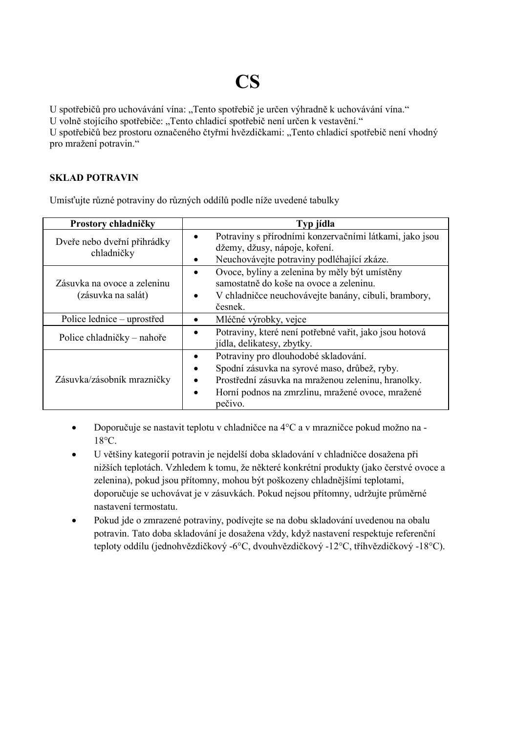# CS

U spotřebičů pro uchovávání vína: „Tento spotřebič je určen výhradně k uchovávání vína.“
U volně stojícího spotřebiče: „Tento chladicí spotřebič není určen k vestavění.“
U spotřebičů bez prostoru označeného čtyřmi hvězdičkami: „Tento chladicí spotřebič není vhodný pro mražení potravin.“

**SKLAD POTRAVIN**

Umísťujte různé potraviny do různých oddílů podle níže uvedené tabulky

| Prostory chladničky | Typ jídla |
|---|---|
| Dveře nebo dveřní přihrádky chladničky | • Potraviny s přírodními konzervačními látkami, jako jsou džemy, džusy, nápoje, koření. • Neuchovávejte potraviny podléhající zkáze. |
| Zásuvka na ovoce a zeleninu (zásuvka na salát) | • Ovoce, byliny a zelenina by měly být umístěny samostatně do koše na ovoce a zeleninu. • V chladničce neuchovávejte banány, cibuli, brambory, česnek. |
| Police lednice – uprostřed | • Mléčné výrobky, vejce |
| Police chladničky – nahoře | • Potraviny, které není potřebné vařit, jako jsou hotová jídla, delikatesy, zbytky. |
| Zásuvka/zásobník mrazničky | • Potraviny pro dlouhodobé skladování. • Spodní zásuvka na syrové maso, drůbež, ryby. • Prostřední zásuvka na mraženou zeleninu, hranolky. • Horní podnos na zmrzlinu, mražené ovoce, mražené pečivo. |

- Doporučuje se nastavit teplotu v chladničce na 4°C a v mrazničce pokud možno na -18°C.
- U většiny kategorií potravin je nejdelší doba skladování v chladničce dosažena při nižších teplotách. Vzhledem k tomu, že některé konkrétní produkty (jako čerstvé ovoce a zelenina), pokud jsou přítomny, mohou být poškozeny chladnějšími teplotami, doporučuje se uchovávat je v zásuvkách. Pokud nejsou přítomny, udržujte průměrné nastavení termostatu.
- Pokud jde o zmrazené potraviny, podívejte se na dobu skladování uvedenou na obalu potravin. Tato doba skladování je dosažena vždy, když nastavení respektuje referenční teploty oddílu (jednohvězdičkový -6°C, dvouhvězdičkový -12°C, tříhvězdičkový -18°C).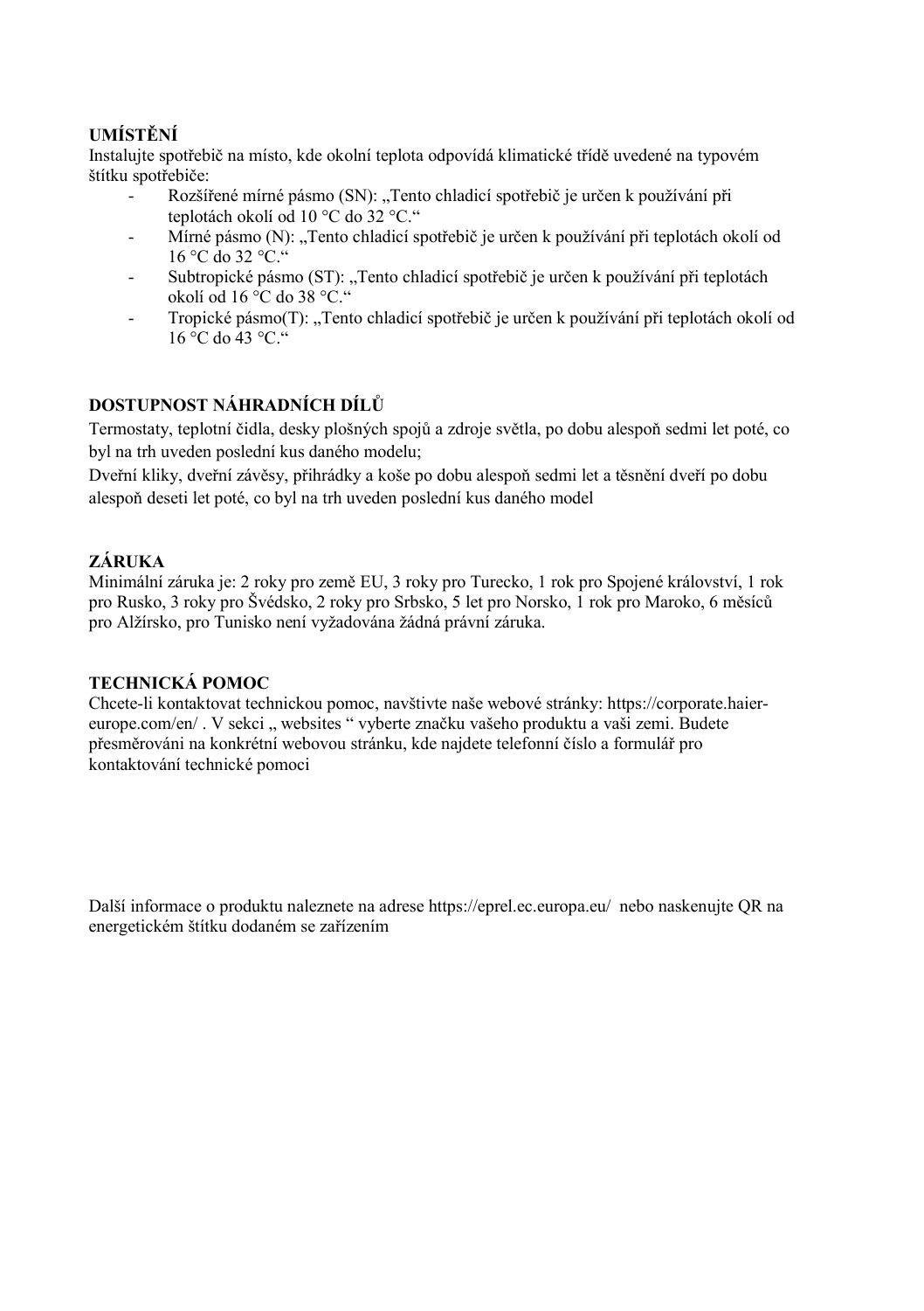## UMÍSTĚNÍ

Instalujte spotřebič na místo, kde okolní teplota odpovídá klimatické třídě uvedené na typovém štítku spotřebiče:

- Rozšířené mírné pásmo (SN): „Tento chladicí spotřebič je určen k používání při teplotách okolí od 10 °C do 32 °C."
- Mírné pásmo (N): „Tento chladicí spotřebič je určen k používání při teplotách okolí od 16 °C do 32 °C."
- Subtropické pásmo (ST): „Tento chladicí spotřebič je určen k používání při teplotách okolí od 16 °C do 38 °C."
- Tropické pásmo(T): „Tento chladicí spotřebič je určen k používání při teplotách okolí od 16 °C do 43 °C."

## DOSTUPNOST NÁHRADNÍCH DÍLŮ

Termostaty, teplotní čidla, desky plošných spojů a zdroje světla, po dobu alespoň sedmi let poté, co byl na trh uveden poslední kus daného modelu;

Dveřní kliky, dveřní závěsy, přihrádky a koše po dobu alespoň sedmi let a těsnění dveří po dobu alespoň deseti let poté, co byl na trh uveden poslední kus daného model

## ZÁRUKA

Minimální záruka je: 2 roky pro země EU, 3 roky pro Turecko, 1 rok pro Spojené království, 1 rok pro Rusko, 3 roky pro Švédsko, 2 roky pro Srbsko, 5 let pro Norsko, 1 rok pro Maroko, 6 měsíců pro Alžírsko, pro Tunisko není vyžadována žádná právní záruka.

## TECHNICKÁ POMOC

Chcete-li kontaktovat technickou pomoc, navštivte naše webové stránky: https://corporate.haier-europe.com/en/ . V sekci „ websites " vyberte značku vašeho produktu a vaši zemi. Budete přesměrováni na konkrétní webovou stránku, kde najdete telefonní číslo a formulář pro kontaktování technické pomoci

Další informace o produktu naleznete na adrese https://eprel.ec.europa.eu/ nebo naskenujte QR na energetickém štítku dodaném se zařízením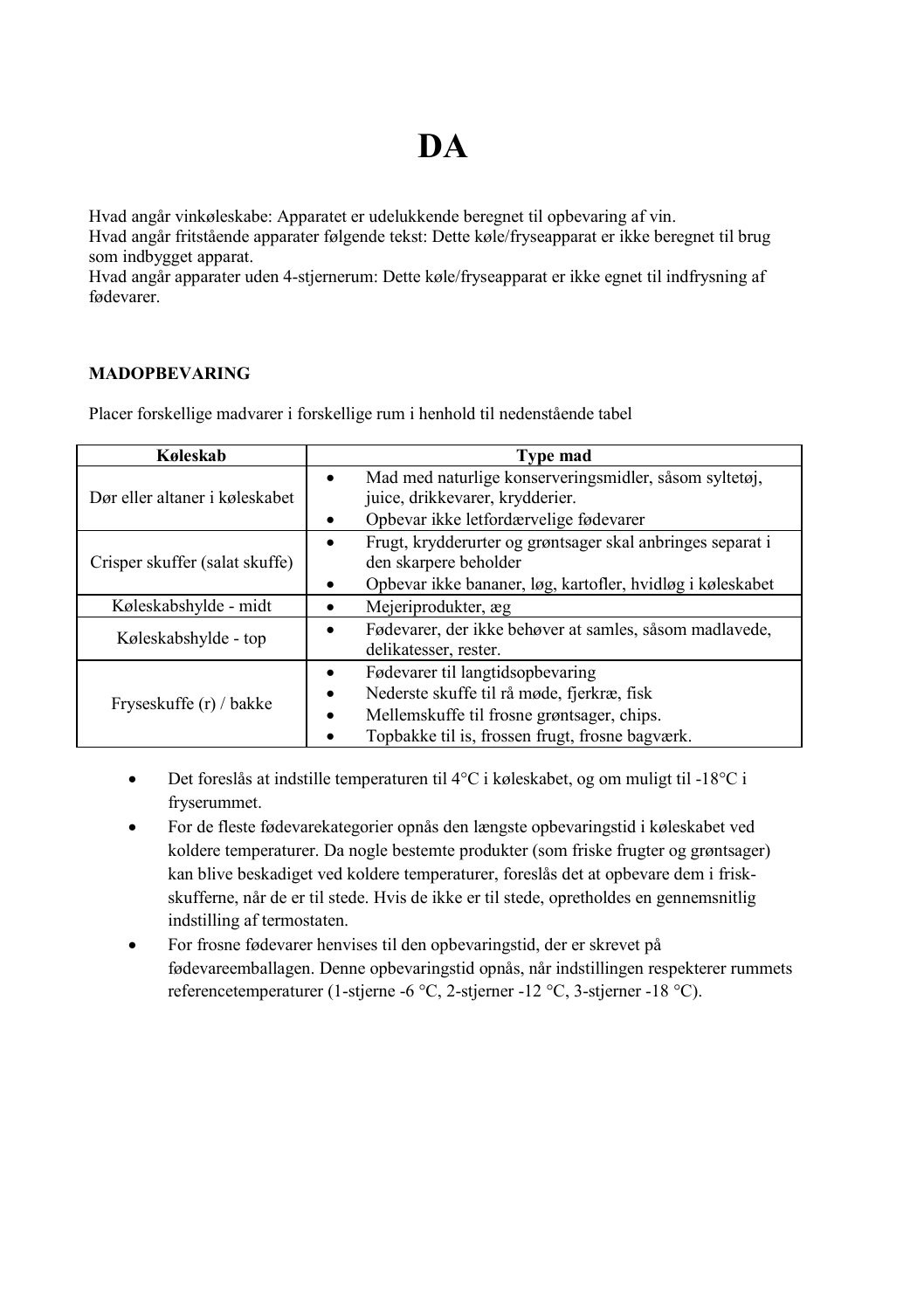# DA

Hvad angår vinkøleskabe: Apparatet er udelukkende beregnet til opbevaring af vin.
Hvad angår fritstående apparater følgende tekst: Dette køle/fryseapparat er ikke beregnet til brug som indbygget apparat.
Hvad angår apparater uden 4-stjernerum: Dette køle/fryseapparat er ikke egnet til indfrysning af fødevarer.

**MADOPBEVARING**

Placer forskellige madvarer i forskellige rum i henhold til nedenstående tabel

| Køleskab | Type mad |
|---|---|
| Dør eller altaner i køleskabet | • Mad med naturlige konserveringsmidler, såsom syltetøj, juice, drikkevarer, krydderier.<br>• Opbevar ikke letfordærvelige fødevarer |
| Crisper skuffer (salat skuffe) | • Frugt, krydderurter og grøntsager skal anbringes separat i den skarpere beholder<br>• Opbevar ikke bananer, løg, kartofler, hvidløg i køleskabet |
| Køleskabshylde - midt | • Mejeriprodukter, æg |
| Køleskabshylde - top | • Fødevarer, der ikke behøver at samles, såsom madlavede, delikatesser, rester. |
| Fryseskuffe (r) / bakke | • Fødevarer til langtidsopbevaring<br>• Nederste skuffe til rå møde, fjerkræ, fisk<br>• Mellemskuffe til frosne grøntsager, chips.<br>• Topbakke til is, frossen frugt, frosne bagværk. |

- Det foreslås at indstille temperaturen til 4°C i køleskabet, og om muligt til -18°C i fryserummet.
- For de fleste fødevarekategorier opnås den længste opbevaringstid i køleskabet ved koldere temperaturer. Da nogle bestemte produkter (som friske frugter og grøntsager) kan blive beskadiget ved koldere temperaturer, foreslås det at opbevare dem i frisk-skufferne, når de er til stede. Hvis de ikke er til stede, opretholdes en gennemsnitlig indstilling af termostaten.
- For frosne fødevarer henvises til den opbevaringstid, der er skrevet på fødevareemballagen. Denne opbevaringstid opnås, når indstillingen respekterer rummets referencetemperaturer (1-stjerne -6 °C, 2-stjerner -12 °C, 3-stjerner -18 °C).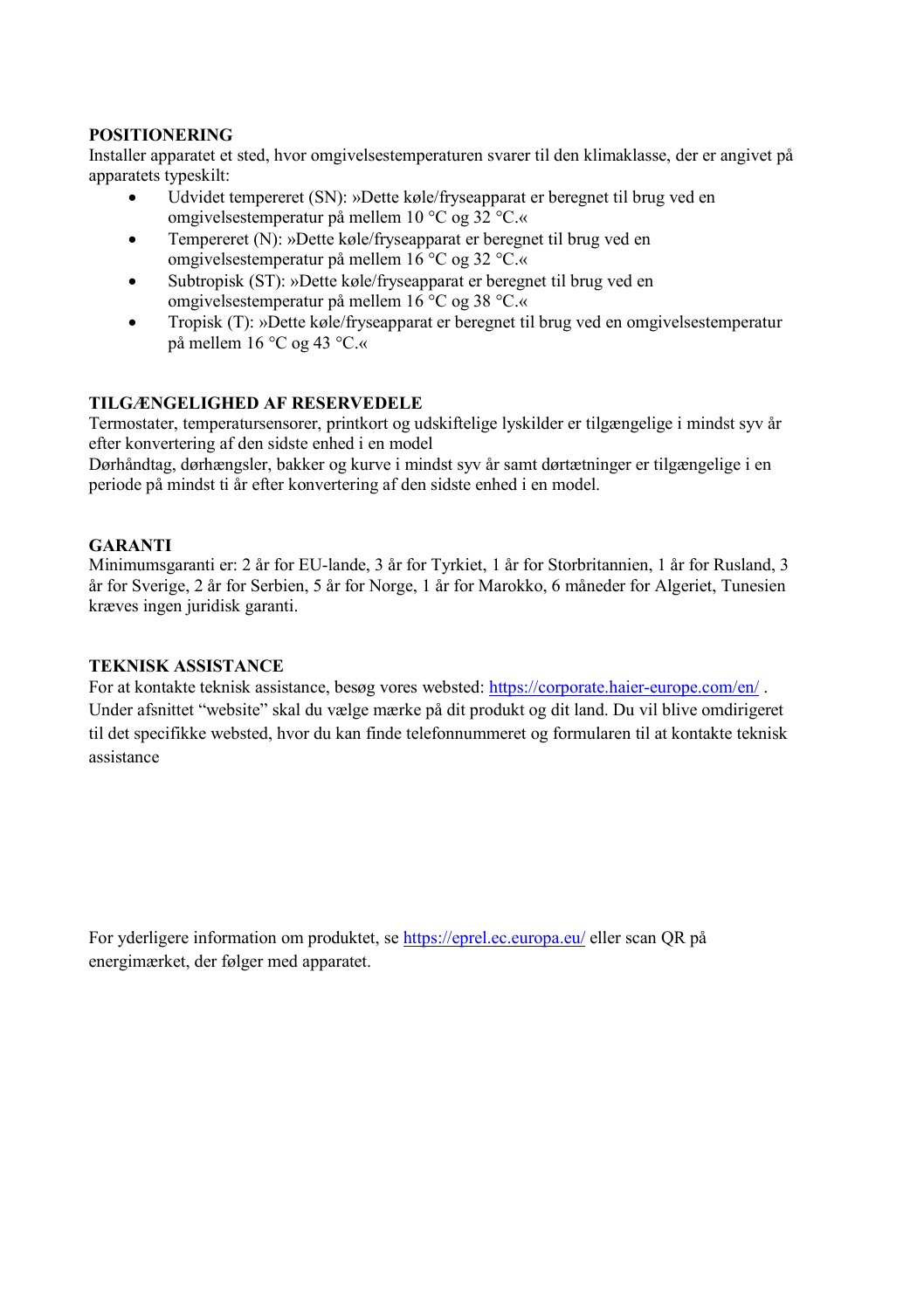**POSITIONERING**

Installer apparatet et sted, hvor omgivelsestemperaturen svarer til den klimaklasse, der er angivet på apparatets typeskilt:

- Udvidet tempereret (SN): »Dette køle/fryseapparat er beregnet til brug ved en omgivelsestemperatur på mellem 10 °C og 32 °C.«
- Tempereret (N): »Dette køle/fryseapparat er beregnet til brug ved en omgivelsestemperatur på mellem 16 °C og 32 °C.«
- Subtropisk (ST): »Dette køle/fryseapparat er beregnet til brug ved en omgivelsestemperatur på mellem 16 °C og 38 °C.«
- Tropisk (T): »Dette køle/fryseapparat er beregnet til brug ved en omgivelsestemperatur på mellem 16 °C og 43 °C.«

**TILGÆNGELIGHED AF RESERVEDELE**

Termostater, temperatursensorer, printkort og udskiftelige lyskilder er tilgængelige i mindst syv år efter konvertering af den sidste enhed i en model

Dørhåndtag, dørhængsler, bakker og kurve i mindst syv år samt dørtætninger er tilgængelige i en periode på mindst ti år efter konvertering af den sidste enhed i en model.

**GARANTI**

Minimumsgaranti er: 2 år for EU-lande, 3 år for Tyrkiet, 1 år for Storbritannien, 1 år for Rusland, 3 år for Sverige, 2 år for Serbien, 5 år for Norge, 1 år for Marokko, 6 måneder for Algeriet, Tunesien kræves ingen juridisk garanti.

**TEKNISK ASSISTANCE**

For at kontakte teknisk assistance, besøg vores websted: https://corporate.haier-europe.com/en/ . Under afsnittet "website" skal du vælge mærke på dit produkt og dit land. Du vil blive omdirigeret til det specifikke websted, hvor du kan finde telefonnummeret og formularen til at kontakte teknisk assistance

For yderligere information om produktet, se https://eprel.ec.europa.eu/ eller scan QR på energimærket, der følger med apparatet.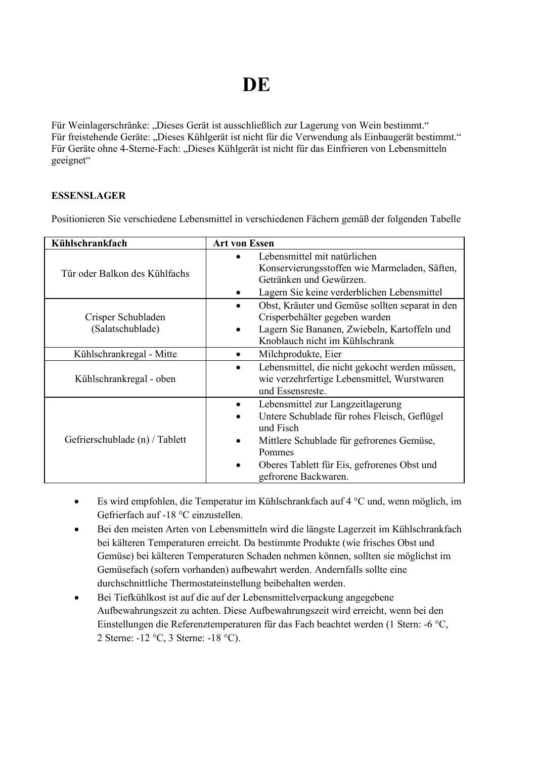# DE

Für Weinlagerschränke: „Dieses Gerät ist ausschließlich zur Lagerung von Wein bestimmt."
Für freistehende Geräte: „Dieses Kühlgerät ist nicht für die Verwendung als Einbaugerät bestimmt."
Für Geräte ohne 4-Sterne-Fach: „Dieses Kühlgerät ist nicht für das Einfrieren von Lebensmitteln geeignet"

**ESSENSLAGER**

Positionieren Sie verschiedene Lebensmittel in verschiedenen Fächern gemäß der folgenden Tabelle

| Kühlschrankfach | Art von Essen |
|---|---|
| Tür oder Balkon des Kühlfachs | • Lebensmittel mit natürlichen Konservierungsstoffen wie Marmeladen, Säften, Getränken und Gewürzen.<br>• Lagern Sie keine verderblichen Lebensmittel |
| Crisper Schubladen (Salatschublade) | • Obst, Kräuter und Gemüse sollten separat in den Crisperbehälter gegeben warden<br>• Lagern Sie Bananen, Zwiebeln, Kartoffeln und Knoblauch nicht im Kühlschrank |
| Kühlschrankregal - Mitte | • Milchprodukte, Eier |
| Kühlschrankregal - oben | • Lebensmittel, die nicht gekocht werden müssen, wie verzehrfertige Lebensmittel, Wurstwaren und Essensreste. |
| Gefrierschublade (n) / Tablett | • Lebensmittel zur Langzeitlagerung<br>• Untere Schublade für rohes Fleisch, Geflügel und Fisch<br>• Mittlere Schublade für gefrorenes Gemüse, Pommes<br>• Oberes Tablett für Eis, gefrorenes Obst und gefrorene Backwaren. |

- Es wird empfohlen, die Temperatur im Kühlschrankfach auf 4 °C und, wenn möglich, im Gefrierfach auf -18 °C einzustellen.
- Bei den meisten Arten von Lebensmitteln wird die längste Lagerzeit im Kühlschrankfach bei kälteren Temperaturen erreicht. Da bestimmte Produkte (wie frisches Obst und Gemüse) bei kälteren Temperaturen Schaden nehmen können, sollten sie möglichst im Gemüsefach (sofern vorhanden) aufbewahrt werden. Andernfalls sollte eine durchschnittliche Thermostateinstellung beibehalten werden.
- Bei Tiefkühlkost ist auf die auf der Lebensmittelverpackung angegebene Aufbewahrungszeit zu achten. Diese Aufbewahrungszeit wird erreicht, wenn bei den Einstellungen die Referenztemperaturen für das Fach beachtet werden (1 Stern: -6 °C, 2 Sterne: -12 °C, 3 Sterne: -18 °C).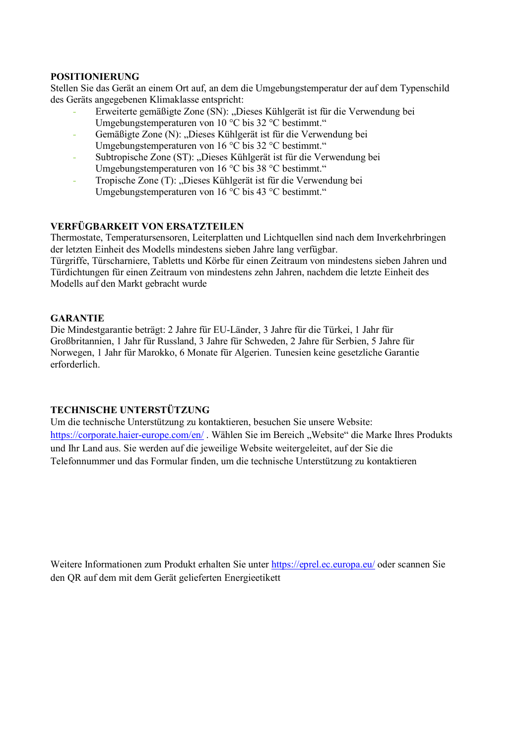**POSITIONIERUNG**

Stellen Sie das Gerät an einem Ort auf, an dem die Umgebungstemperatur der auf dem Typenschild des Geräts angegebenen Klimaklasse entspricht:

- Erweiterte gemäßigte Zone (SN): „Dieses Kühlgerät ist für die Verwendung bei Umgebungstemperaturen von 10 °C bis 32 °C bestimmt.“
- Gemäßigte Zone (N): „Dieses Kühlgerät ist für die Verwendung bei Umgebungstemperaturen von 16 °C bis 32 °C bestimmt.“
- Subtropische Zone (ST): „Dieses Kühlgerät ist für die Verwendung bei Umgebungstemperaturen von 16 °C bis 38 °C bestimmt.“
- Tropische Zone (T): „Dieses Kühlgerät ist für die Verwendung bei Umgebungstemperaturen von 16 °C bis 43 °C bestimmt.“

**VERFÜGBARKEIT VON ERSATZTEILEN**

Thermostate, Temperatursensoren, Leiterplatten und Lichtquellen sind nach dem Inverkehrbringen der letzten Einheit des Modells mindestens sieben Jahre lang verfügbar.
Türgriffe, Türscharniere, Tabletts und Körbe für einen Zeitraum von mindestens sieben Jahren und Türdichtungen für einen Zeitraum von mindestens zehn Jahren, nachdem die letzte Einheit des Modells auf den Markt gebracht wurde

**GARANTIE**

Die Mindestgarantie beträgt: 2 Jahre für EU-Länder, 3 Jahre für die Türkei, 1 Jahr für Großbritannien, 1 Jahr für Russland, 3 Jahre für Schweden, 2 Jahre für Serbien, 5 Jahre für Norwegen, 1 Jahr für Marokko, 6 Monate für Algerien. Tunesien keine gesetzliche Garantie erforderlich.

**TECHNISCHE UNTERSTÜTZUNG**

Um die technische Unterstützung zu kontaktieren, besuchen Sie unsere Website: https://corporate.haier-europe.com/en/ . Wählen Sie im Bereich „Website“ die Marke Ihres Produkts und Ihr Land aus. Sie werden auf die jeweilige Website weitergeleitet, auf der Sie die Telefonnummer und das Formular finden, um die technische Unterstützung zu kontaktieren

Weitere Informationen zum Produkt erhalten Sie unter https://eprel.ec.europa.eu/ oder scannen Sie den QR auf dem mit dem Gerät gelieferten Energieetikett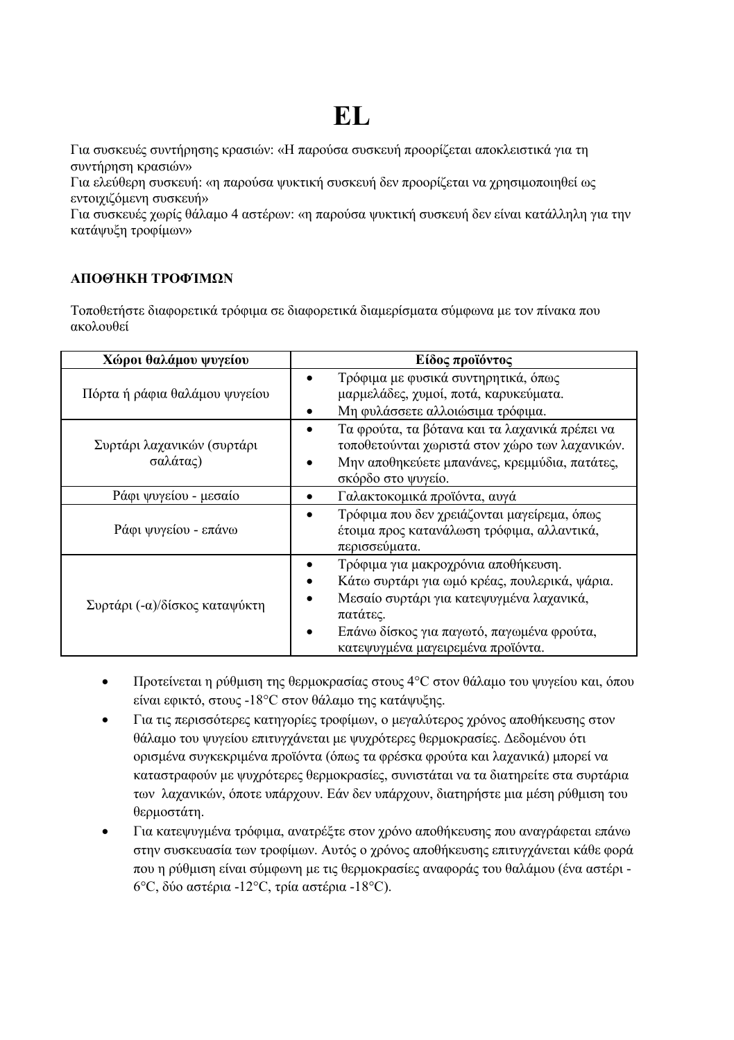# EL

Για συσκευές συντήρησης κρασιών: «Η παρούσα συσκευή προορίζεται αποκλειστικά για τη συντήρηση κρασιών»
Για ελεύθερη συσκευή: «η παρούσα ψυκτική συσκευή δεν προορίζεται να χρησιμοποιηθεί ως εντοιχιζόμενη συσκευή»
Για συσκευές χωρίς θάλαμο 4 αστέρων: «η παρούσα ψυκτική συσκευή δεν είναι κατάλληλη για την κατάψυξη τροφίμων»

**ΑΠΟΘΉΚΗ ΤΡΟΦΊΜΩΝ**

Τοποθετήστε διαφορετικά τρόφιμα σε διαφορετικά διαμερίσματα σύμφωνα με τον πίνακα που ακολουθεί

| Χώροι θαλάμου ψυγείου | Είδος προϊόντος |
|---|---|
| Πόρτα ή ράφια θαλάμου ψυγείου | • Τρόφιμα με φυσικά συντηρητικά, όπως μαρμελάδες, χυμοί, ποτά, καρυκεύματα.<br>• Μη φυλάσσετε αλλοιώσιμα τρόφιμα. |
| Συρτάρι λαχανικών (συρτάρι σαλάτας) | • Τα φρούτα, τα βότανα και τα λαχανικά πρέπει να τοποθετούνται χωριστά στον χώρο των λαχανικών.<br>• Μην αποθηκεύετε μπανάνες, κρεμμύδια, πατάτες, σκόρδο στο ψυγείο. |
| Ράφι ψυγείου - μεσαίο | • Γαλακτοκομικά προϊόντα, αυγά |
| Ράφι ψυγείου - επάνω | • Τρόφιμα που δεν χρειάζονται μαγείρεμα, όπως έτοιμα προς κατανάλωση τρόφιμα, αλλαντικά, περισσεύματα. |
| Συρτάρι (-α)/δίσκος καταψύκτη | • Τρόφιμα για μακροχρόνια αποθήκευση.<br>• Κάτω συρτάρι για ωμό κρέας, πουλερικά, ψάρια.<br>• Μεσαίο συρτάρι για κατεψυγμένα λαχανικά, πατάτες.<br>• Επάνω δίσκος για παγωτό, παγωμένα φρούτα, κατεψυγμένα μαγειρεμένα προϊόντα. |

- Προτείνεται η ρύθμιση της θερμοκρασίας στους 4°C στον θάλαμο του ψυγείου και, όπου είναι εφικτό, στους -18°C στον θάλαμο της κατάψυξης.
- Για τις περισσότερες κατηγορίες τροφίμων, ο μεγαλύτερος χρόνος αποθήκευσης στον θάλαμο του ψυγείου επιτυγχάνεται με ψυχρότερες θερμοκρασίες. Δεδομένου ότι ορισμένα συγκεκριμένα προϊόντα (όπως τα φρέσκα φρούτα και λαχανικά) μπορεί να καταστραφούν με ψυχρότερες θερμοκρασίες, συνιστάται να τα διατηρείτε στα συρτάρια των λαχανικών, όποτε υπάρχουν. Εάν δεν υπάρχουν, διατηρήστε μια μέση ρύθμιση του θερμοστάτη.
- Για κατεψυγμένα τρόφιμα, ανατρέξτε στον χρόνο αποθήκευσης που αναγράφεται επάνω στην συσκευασία των τροφίμων. Αυτός ο χρόνος αποθήκευσης επιτυγχάνεται κάθε φορά που η ρύθμιση είναι σύμφωνη με τις θερμοκρασίες αναφοράς του θαλάμου (ένα αστέρι -6°C, δύο αστέρια -12°C, τρία αστέρια -18°C).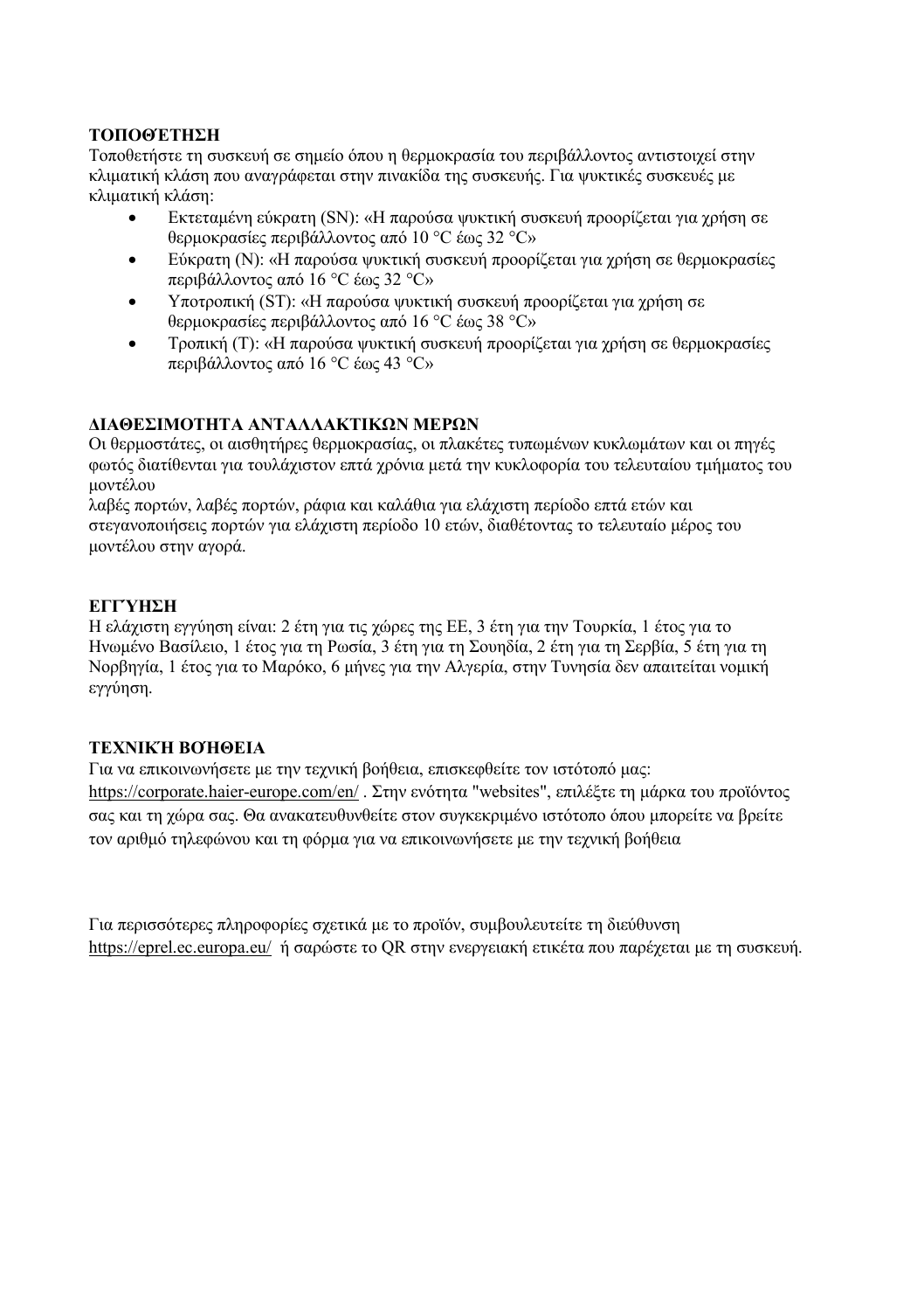**ΤΟΠΟΘΈΤΗΣΗ**

Τοποθετήστε τη συσκευή σε σημείο όπου η θερμοκρασία του περιβάλλοντος αντιστοιχεί στην κλιματική κλάση που αναγράφεται στην πινακίδα της συσκευής. Για ψυκτικές συσκευές με κλιματική κλάση:

- Εκτεταμένη εύκρατη (SN): «Η παρούσα ψυκτική συσκευή προορίζεται για χρήση σε θερμοκρασίες περιβάλλοντος από 10 °C έως 32 °C»
- Εύκρατη (N): «Η παρούσα ψυκτική συσκευή προορίζεται για χρήση σε θερμοκρασίες περιβάλλοντος από 16 °C έως 32 °C»
- Υποτροπική (ST): «Η παρούσα ψυκτική συσκευή προορίζεται για χρήση σε θερμοκρασίες περιβάλλοντος από 16 °C έως 38 °C»
- Τροπική (T): «Η παρούσα ψυκτική συσκευή προορίζεται για χρήση σε θερμοκρασίες περιβάλλοντος από 16 °C έως 43 °C»

**ΔΙΑΘΕΣΙΜΟΤΗΤΑ ΑΝΤΑΛΛΑΚΤΙΚΩΝ ΜΕΡΩΝ**

Οι θερμοστάτες, οι αισθητήρες θερμοκρασίας, οι πλακέτες τυπωμένων κυκλωμάτων και οι πηγές φωτός διατίθενται για τουλάχιστον επτά χρόνια μετά την κυκλοφορία του τελευταίου τμήματος του μοντέλου

λαβές πορτών, λαβές πορτών, ράφια και καλάθια για ελάχιστη περίοδο επτά ετών και στεγανοποιήσεις πορτών για ελάχιστη περίοδο 10 ετών, διαθέτοντας το τελευταίο μέρος του μοντέλου στην αγορά.

**ΕΓΓΎΗΣΗ**

Η ελάχιστη εγγύηση είναι: 2 έτη για τις χώρες της ΕΕ, 3 έτη για την Τουρκία, 1 έτος για το Ηνωμένο Βασίλειο, 1 έτος για τη Ρωσία, 3 έτη για τη Σουηδία, 2 έτη για τη Σερβία, 5 έτη για τη Νορβηγία, 1 έτος για το Μαρόκο, 6 μήνες για την Αλγερία, στην Τυνησία δεν απαιτείται νομική εγγύηση.

**ΤΕΧΝΙΚΉ ΒΟΉΘΕΙΑ**

Για να επικοινωνήσετε με την τεχνική βοήθεια, επισκεφθείτε τον ιστότοπό μας: https://corporate.haier-europe.com/en/ . Στην ενότητα "websites", επιλέξτε τη μάρκα του προϊόντος σας και τη χώρα σας. Θα ανακατευθυνθείτε στον συγκεκριμένο ιστότοπο όπου μπορείτε να βρείτε τον αριθμό τηλεφώνου και τη φόρμα για να επικοινωνήσετε με την τεχνική βοήθεια

Για περισσότερες πληροφορίες σχετικά με το προϊόν, συμβουλευτείτε τη διεύθυνση https://eprel.ec.europa.eu/ ή σαρώστε το QR στην ενεργειακή ετικέτα που παρέχεται με τη συσκευή.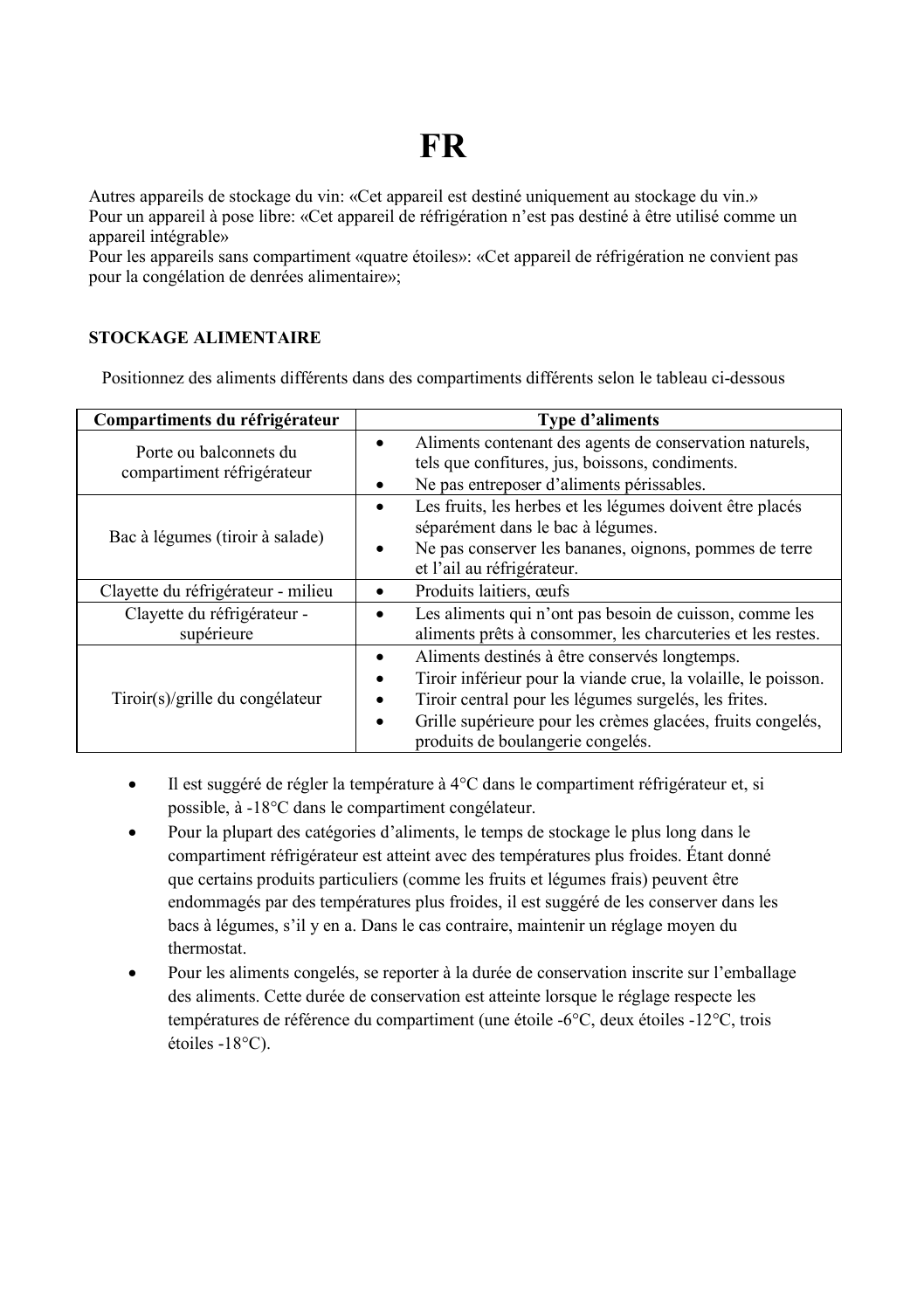# FR

Autres appareils de stockage du vin: «Cet appareil est destiné uniquement au stockage du vin.»
Pour un appareil à pose libre: «Cet appareil de réfrigération n'est pas destiné à être utilisé comme un appareil intégrable»
Pour les appareils sans compartiment «quatre étoiles»: «Cet appareil de réfrigération ne convient pas pour la congélation de denrées alimentaire»;

**STOCKAGE ALIMENTAIRE**

Positionnez des aliments différents dans des compartiments différents selon le tableau ci-dessous

| Compartiments du réfrigérateur | Type d'aliments |
|---|---|
| Porte ou balconnets du compartiment réfrigérateur | • Aliments contenant des agents de conservation naturels, tels que confitures, jus, boissons, condiments.<br>• Ne pas entreposer d'aliments périssables. |
| Bac à légumes (tiroir à salade) | • Les fruits, les herbes et les légumes doivent être placés séparément dans le bac à légumes.<br>• Ne pas conserver les bananes, oignons, pommes de terre et l'ail au réfrigérateur. |
| Clayette du réfrigérateur - milieu | • Produits laitiers, œufs |
| Clayette du réfrigérateur - supérieure | • Les aliments qui n'ont pas besoin de cuisson, comme les aliments prêts à consommer, les charcuteries et les restes. |
| Tiroir(s)/grille du congélateur | • Aliments destinés à être conservés longtemps.<br>• Tiroir inférieur pour la viande crue, la volaille, le poisson.<br>• Tiroir central pour les légumes surgelés, les frites.<br>• Grille supérieure pour les crèmes glacées, fruits congelés, produits de boulangerie congelés. |

- Il est suggéré de régler la température à 4°C dans le compartiment réfrigérateur et, si possible, à -18°C dans le compartiment congélateur.
- Pour la plupart des catégories d'aliments, le temps de stockage le plus long dans le compartiment réfrigérateur est atteint avec des températures plus froides. Étant donné que certains produits particuliers (comme les fruits et légumes frais) peuvent être endommagés par des températures plus froides, il est suggéré de les conserver dans les bacs à légumes, s'il y en a. Dans le cas contraire, maintenir un réglage moyen du thermostat.
- Pour les aliments congelés, se reporter à la durée de conservation inscrite sur l'emballage des aliments. Cette durée de conservation est atteinte lorsque le réglage respecte les températures de référence du compartiment (une étoile -6°C, deux étoiles -12°C, trois étoiles -18°C).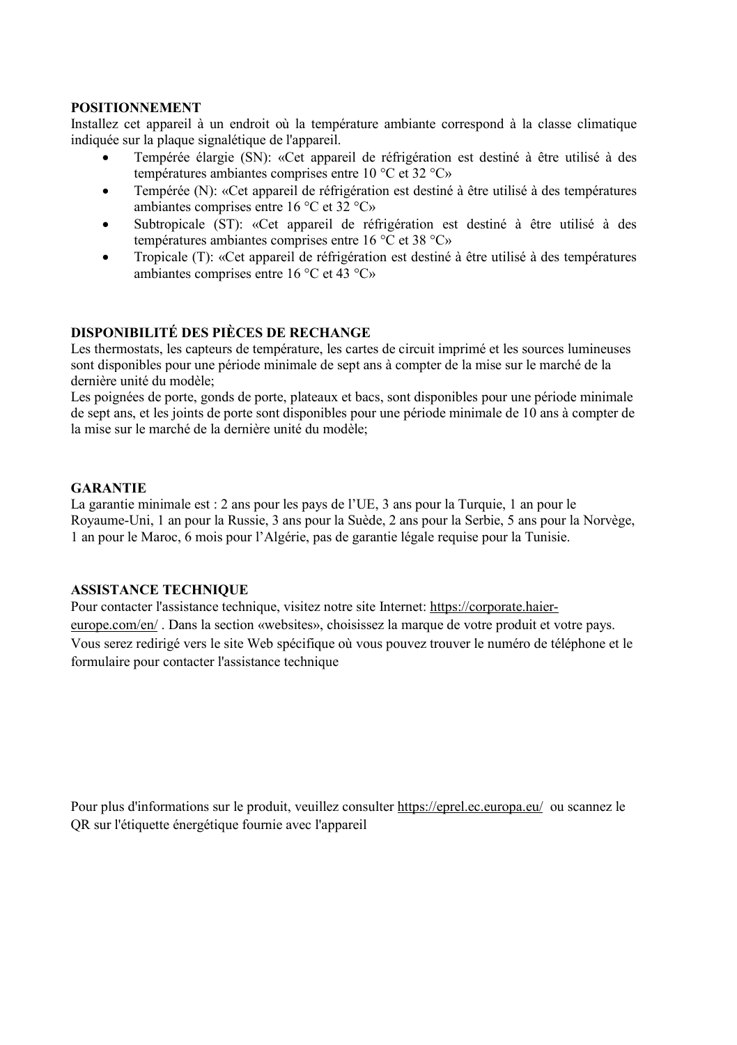## POSITIONNEMENT

Installez cet appareil à un endroit où la température ambiante correspond à la classe climatique indiquée sur la plaque signalétique de l'appareil.

- Tempérée élargie (SN): «Cet appareil de réfrigération est destiné à être utilisé à des températures ambiantes comprises entre 10 °C et 32 °C»
- Tempérée (N): «Cet appareil de réfrigération est destiné à être utilisé à des températures ambiantes comprises entre 16 °C et 32 °C»
- Subtropicale (ST): «Cet appareil de réfrigération est destiné à être utilisé à des températures ambiantes comprises entre 16 °C et 38 °C»
- Tropicale (T): «Cet appareil de réfrigération est destiné à être utilisé à des températures ambiantes comprises entre 16 °C et 43 °C»

## DISPONIBILITÉ DES PIÈCES DE RECHANGE

Les thermostats, les capteurs de température, les cartes de circuit imprimé et les sources lumineuses sont disponibles pour une période minimale de sept ans à compter de la mise sur le marché de la dernière unité du modèle;

Les poignées de porte, gonds de porte, plateaux et bacs, sont disponibles pour une période minimale de sept ans, et les joints de porte sont disponibles pour une période minimale de 10 ans à compter de la mise sur le marché de la dernière unité du modèle;

## GARANTIE

La garantie minimale est : 2 ans pour les pays de l'UE, 3 ans pour la Turquie, 1 an pour le Royaume-Uni, 1 an pour la Russie, 3 ans pour la Suède, 2 ans pour la Serbie, 5 ans pour la Norvège, 1 an pour le Maroc, 6 mois pour l'Algérie, pas de garantie légale requise pour la Tunisie.

## ASSISTANCE TECHNIQUE

Pour contacter l'assistance technique, visitez notre site Internet: https://corporate.haier-europe.com/en/ . Dans la section «websites», choisissez la marque de votre produit et votre pays. Vous serez redirigé vers le site Web spécifique où vous pouvez trouver le numéro de téléphone et le formulaire pour contacter l'assistance technique

Pour plus d'informations sur le produit, veuillez consulter https://eprel.ec.europa.eu/ ou scannez le QR sur l'étiquette énergétique fournie avec l'appareil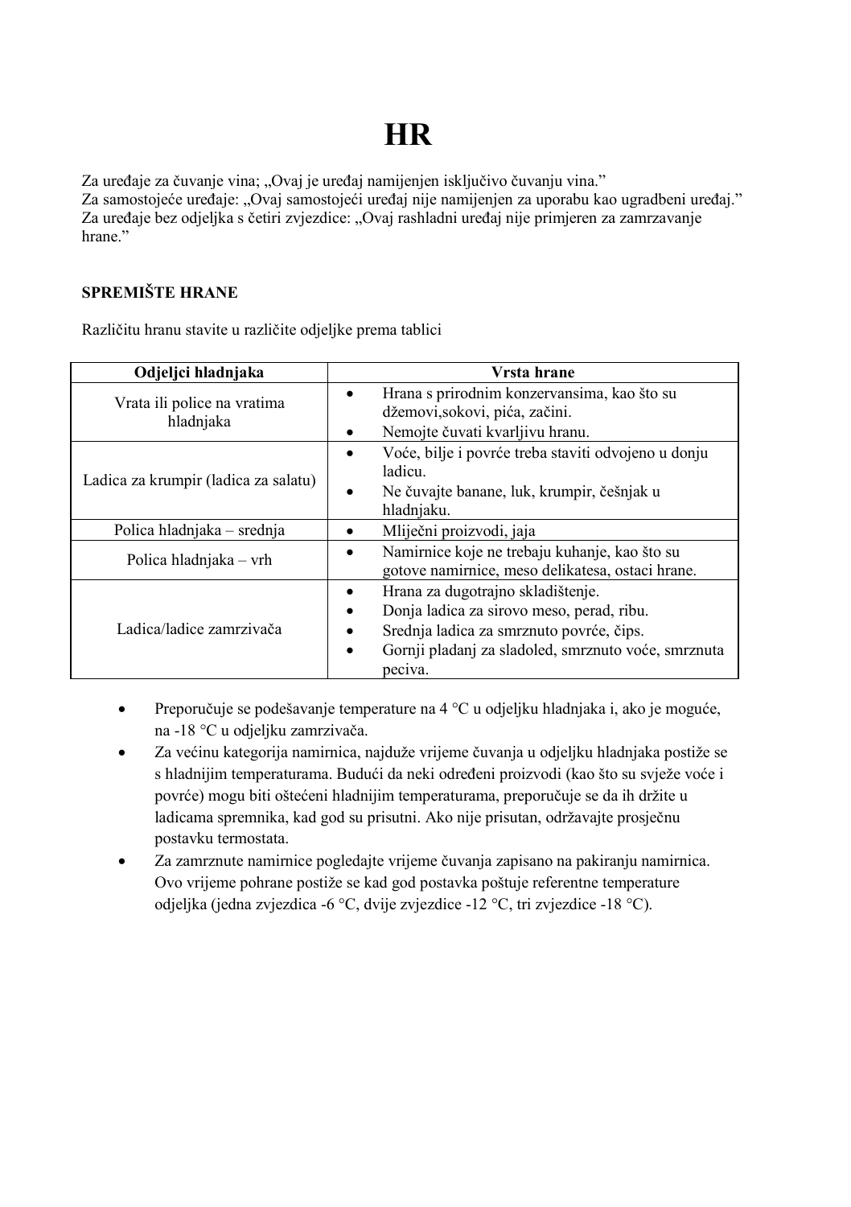# HR

Za uređaje za čuvanje vina; „Ovaj je uređaj namijenjen isključivo čuvanju vina."
Za samostojeće uređaje: „Ovaj samostojeći uređaj nije namijenjen za uporabu kao ugradbeni uređaj."
Za uređaje bez odjeljka s četiri zvjezdice: „Ovaj rashladni uređaj nije primjeren za zamrzavanje hrane."

**SPREMIŠTE HRANE**

Različitu hranu stavite u različite odjeljke prema tablici

| Odjeljci hladnjaka | Vrsta hrane |
|---|---|
| Vrata ili police na vratima hladnjaka | • Hrana s prirodnim konzervansima, kao što su džemovi,sokovi, pića, začini.<br>• Nemojte čuvati kvarljivu hranu. |
| Ladica za krumpir (ladica za salatu) | • Voće, bilje i povrće treba staviti odvojeno u donju ladicu.<br>• Ne čuvajte banane, luk, krumpir, češnjak u hladnjaku. |
| Polica hladnjaka – srednja | • Mliječni proizvodi, jaja |
| Polica hladnjaka – vrh | • Namirnice koje ne trebaju kuhanje, kao što su gotove namirnice, meso delikatesa, ostaci hrane. |
| Ladica/ladice zamrzivača | • Hrana za dugotrajno skladištenje.<br>• Donja ladica za sirovo meso, perad, ribu.<br>• Srednja ladica za smrznuto povrće, čips.<br>• Gornji pladanj za sladoled, smrznuto voće, smrznuta peciva. |

- Preporučuje se podešavanje temperature na 4 °C u odjeljku hladnjaka i, ako je moguće, na -18 °C u odjeljku zamrzivača.
- Za većinu kategorija namirnica, najduže vrijeme čuvanja u odjeljku hladnjaka postiže se s hladnijim temperaturama. Budući da neki određeni proizvodi (kao što su svježe voće i povrće) mogu biti oštećeni hladnijim temperaturama, preporučuje se da ih držite u ladicama spremnika, kad god su prisutni. Ako nije prisutan, održavajte prosječnu postavku termostata.
- Za zamrznute namirnice pogledajte vrijeme čuvanja zapisano na pakiranju namirnica. Ovo vrijeme pohrane postiže se kad god postavka poštuje referentne temperature odjeljka (jedna zvjezdica -6 °C, dvije zvjezdice -12 °C, tri zvjezdice -18 °C).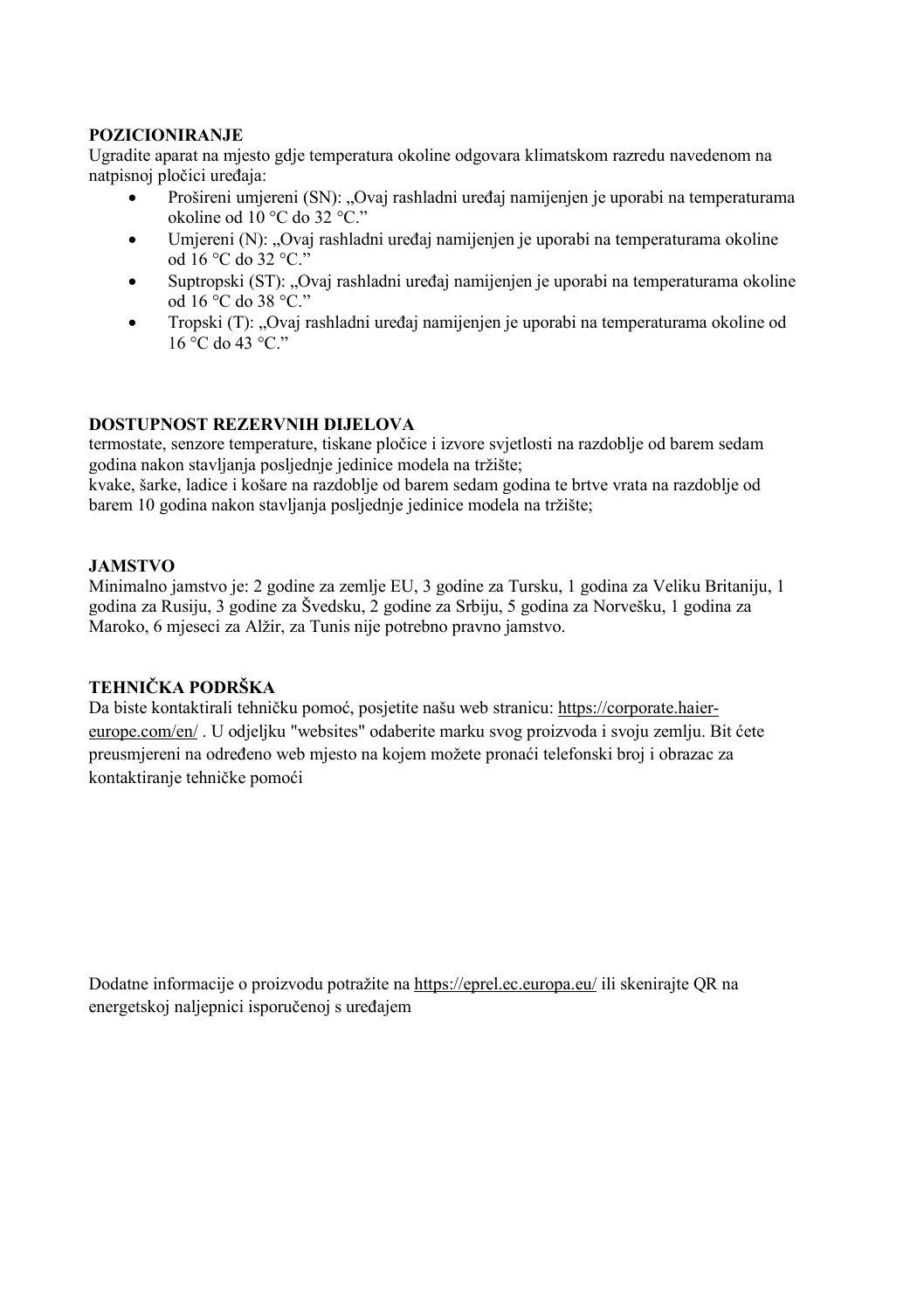**POZICIONIRANJE**

Ugradite aparat na mjesto gdje temperatura okoline odgovara klimatskom razredu navedenom na natpisnoj pločici uređaja:

- Prošireni umjereni (SN): „Ovaj rashladni uređaj namijenjen je uporabi na temperaturama okoline od 10 °C do 32 °C."
- Umjereni (N): „Ovaj rashladni uređaj namijenjen je uporabi na temperaturama okoline od 16 °C do 32 °C."
- Suptropski (ST): „Ovaj rashladni uređaj namijenjen je uporabi na temperaturama okoline od 16 °C do 38 °C."
- Tropski (T): „Ovaj rashladni uređaj namijenjen je uporabi na temperaturama okoline od 16 °C do 43 °C."

**DOSTUPNOST REZERVNIH DIJELOVA**

termostate, senzore temperature, tiskane pločice i izvore svjetlosti na razdoblje od barem sedam godina nakon stavljanja posljednje jedinice modela na tržište;
kvake, šarke, ladice i košare na razdoblje od barem sedam godina te brtve vrata na razdoblje od barem 10 godina nakon stavljanja posljednje jedinice modela na tržište;

**JAMSTVO**

Minimalno jamstvo je: 2 godine za zemlje EU, 3 godine za Tursku, 1 godina za Veliku Britaniju, 1 godina za Rusiju, 3 godine za Švedsku, 2 godine za Srbiju, 5 godina za Norvešku, 1 godina za Maroko, 6 mjeseci za Alžir, za Tunis nije potrebno pravno jamstvo.

**TEHNIČKA PODRŠKA**

Da biste kontaktirali tehničku pomoć, posjetite našu web stranicu: https://corporate.haier-europe.com/en/ . U odjeljku "websites" odaberite marku svog proizvoda i svoju zemlju. Bit ćete preusmjereni na određeno web mjesto na kojem možete pronaći telefonski broj i obrazac za kontaktiranje tehničke pomoći

Dodatne informacije o proizvodu potražite na https://eprel.ec.europa.eu/ ili skenirajte QR na energetskoj naljepnici isporučenoj s uređajem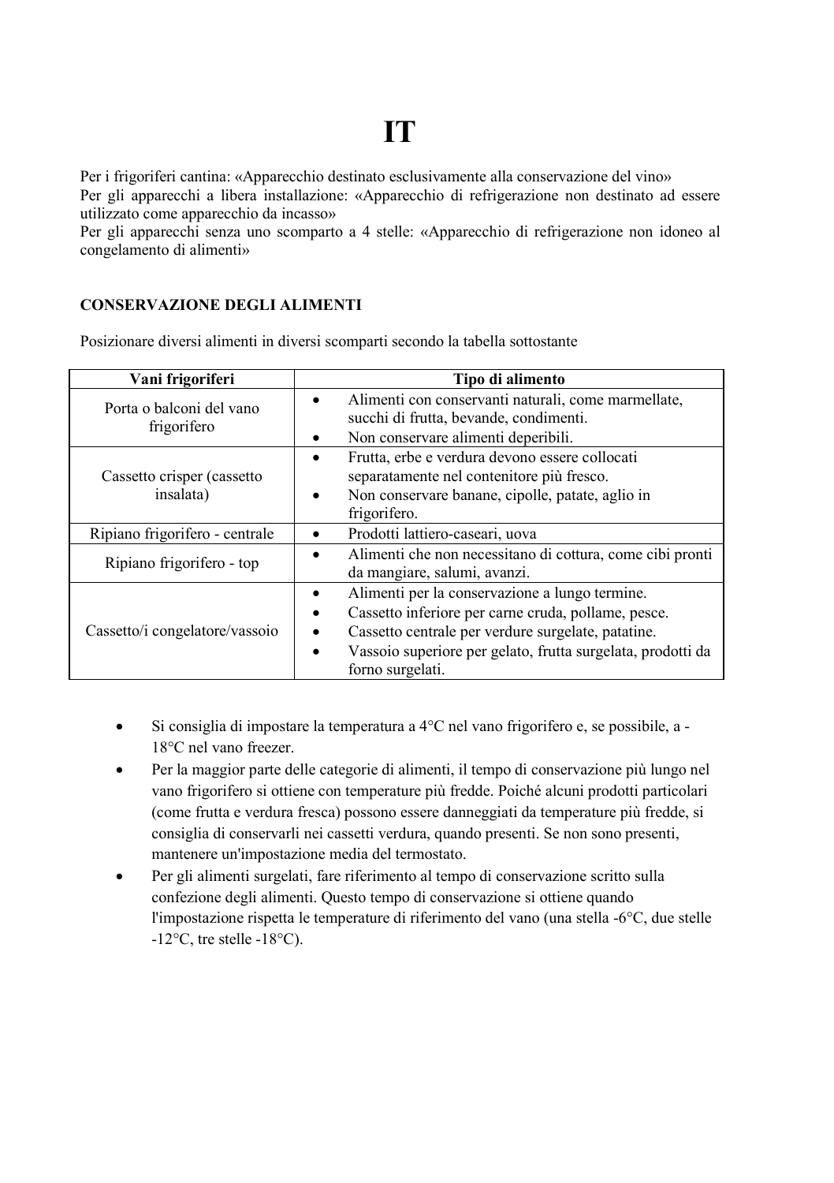# IT

Per i frigoriferi cantina: «Apparecchio destinato esclusivamente alla conservazione del vino»
Per gli apparecchi a libera installazione: «Apparecchio di refrigerazione non destinato ad essere utilizzato come apparecchio da incasso»
Per gli apparecchi senza uno scomparto a 4 stelle: «Apparecchio di refrigerazione non idoneo al congelamento di alimenti»

**CONSERVAZIONE DEGLI ALIMENTI**

Posizionare diversi alimenti in diversi scomparti secondo la tabella sottostante

| Vani frigoriferi | Tipo di alimento |
|---|---|
| Porta o balconi del vano frigorifero | • Alimenti con conservanti naturali, come marmellate, succhi di frutta, bevande, condimenti.<br>• Non conservare alimenti deperibili. |
| Cassetto crisper (cassetto insalata) | • Frutta, erbe e verdura devono essere collocati separatamente nel contenitore più fresco.<br>• Non conservare banane, cipolle, patate, aglio in frigorifero. |
| Ripiano frigorifero - centrale | • Prodotti lattiero-caseari, uova |
| Ripiano frigorifero - top | • Alimenti che non necessitano di cottura, come cibi pronti da mangiare, salumi, avanzi. |
| Cassetto/i congelatore/vassoio | • Alimenti per la conservazione a lungo termine.<br>• Cassetto inferiore per carne cruda, pollame, pesce.<br>• Cassetto centrale per verdure surgelate, patatine.<br>• Vassoio superiore per gelato, frutta surgelata, prodotti da forno surgelati. |

- Si consiglia di impostare la temperatura a 4°C nel vano frigorifero e, se possibile, a -18°C nel vano freezer.
- Per la maggior parte delle categorie di alimenti, il tempo di conservazione più lungo nel vano frigorifero si ottiene con temperature più fredde. Poiché alcuni prodotti particolari (come frutta e verdura fresca) possono essere danneggiati da temperature più fredde, si consiglia di conservarli nei cassetti verdura, quando presenti. Se non sono presenti, mantenere un'impostazione media del termostato.
- Per gli alimenti surgelati, fare riferimento al tempo di conservazione scritto sulla confezione degli alimenti. Questo tempo di conservazione si ottiene quando l'impostazione rispetta le temperature di riferimento del vano (una stella -6°C, due stelle -12°C, tre stelle -18°C).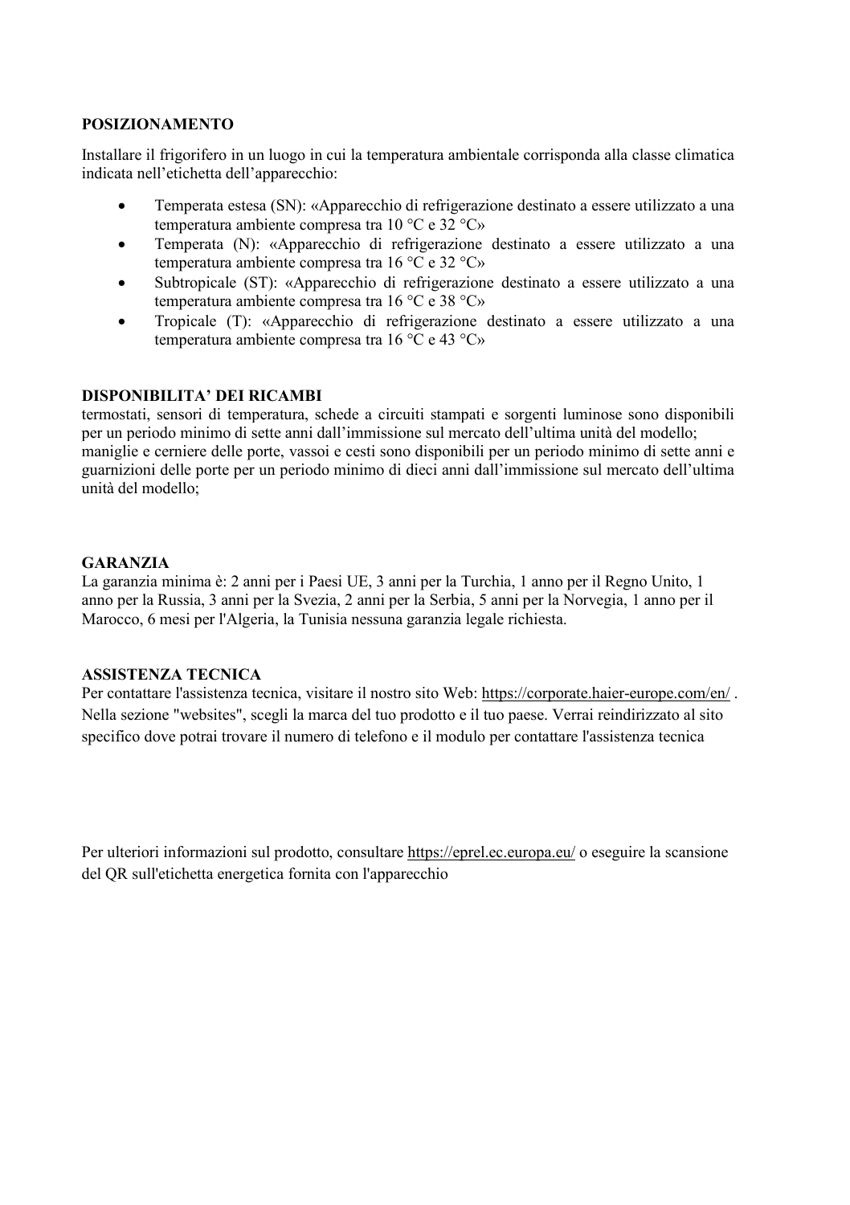**POSIZIONAMENTO**

Installare il frigorifero in un luogo in cui la temperatura ambientale corrisponda alla classe climatica indicata nell'etichetta dell'apparecchio:

- Temperata estesa (SN): «Apparecchio di refrigerazione destinato a essere utilizzato a una temperatura ambiente compresa tra 10 °C e 32 °C»
- Temperata (N): «Apparecchio di refrigerazione destinato a essere utilizzato a una temperatura ambiente compresa tra 16 °C e 32 °C»
- Subtropicale (ST): «Apparecchio di refrigerazione destinato a essere utilizzato a una temperatura ambiente compresa tra 16 °C e 38 °C»
- Tropicale (T): «Apparecchio di refrigerazione destinato a essere utilizzato a una temperatura ambiente compresa tra 16 °C e 43 °C»

**DISPONIBILITA' DEI RICAMBI**

termostati, sensori di temperatura, schede a circuiti stampati e sorgenti luminose sono disponibili per un periodo minimo di sette anni dall'immissione sul mercato dell'ultima unità del modello;
maniglie e cerniere delle porte, vassoi e cesti sono disponibili per un periodo minimo di sette anni e guarnizioni delle porte per un periodo minimo di dieci anni dall'immissione sul mercato dell'ultima unità del modello;

**GARANZIA**

La garanzia minima è: 2 anni per i Paesi UE, 3 anni per la Turchia, 1 anno per il Regno Unito, 1 anno per la Russia, 3 anni per la Svezia, 2 anni per la Serbia, 5 anni per la Norvegia, 1 anno per il Marocco, 6 mesi per l'Algeria, la Tunisia nessuna garanzia legale richiesta.

**ASSISTENZA TECNICA**

Per contattare l'assistenza tecnica, visitare il nostro sito Web: https://corporate.haier-europe.com/en/ . Nella sezione "websites", scegli la marca del tuo prodotto e il tuo paese. Verrai reindirizzato al sito specifico dove potrai trovare il numero di telefono e il modulo per contattare l'assistenza tecnica

Per ulteriori informazioni sul prodotto, consultare https://eprel.ec.europa.eu/ o eseguire la scansione del QR sull'etichetta energetica fornita con l'apparecchio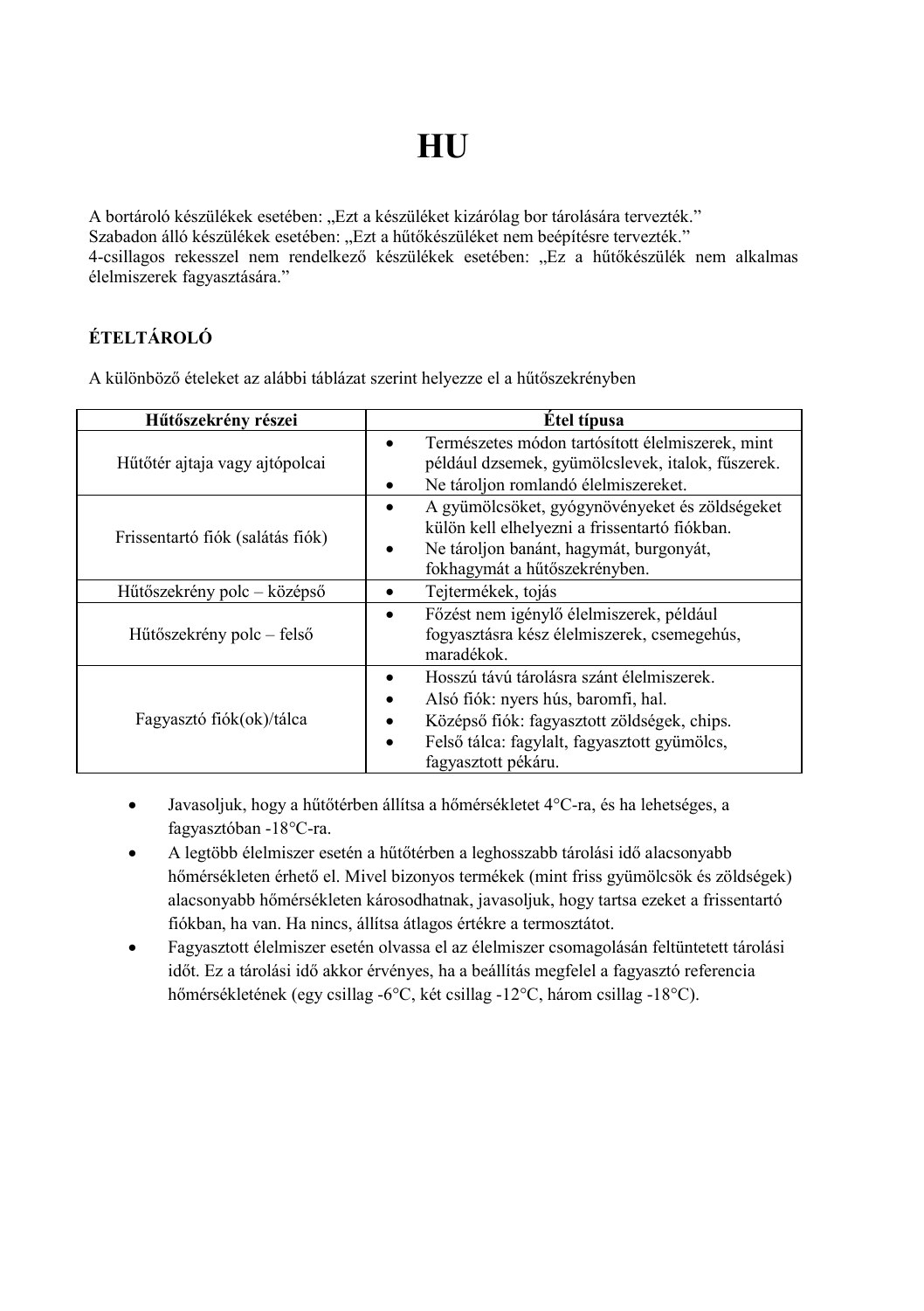# HU

A bortároló készülékek esetében: „Ezt a készüléket kizárólag bor tárolására tervezték.”
Szabadon álló készülékek esetében: „Ezt a hűtőkészüléket nem beépítésre tervezték.”
4-csillagos rekesszel nem rendelkező készülékek esetében: „Ez a hűtőkészülék nem alkalmas élelmiszerek fagyasztására.”

## ÉTELTÁROLÓ

A különböző ételeket az alábbi táblázat szerint helyezze el a hűtőszekrényben

| Hűtőszekrény részei | Étel típusa |
|---|---|
| Hűtőtér ajtaja vagy ajtópolcai | • Természetes módon tartósított élelmiszerek, mint például dzsemek, gyümölcslevek, italok, fűszerek.<br>• Ne tároljon romlandó élelmiszereket. |
| Frissentartó fiók (salátás fiók) | • A gyümölcsöket, gyógynövényeket és zöldségeket külön kell elhelyezni a frissentartó fiókban.<br>• Ne tároljon banánt, hagymát, burgonyát, fokhagymát a hűtőszekrényben. |
| Hűtőszekrény polc – középső | • Tejtermékek, tojás |
| Hűtőszekrény polc – felső | • Főzést nem igénylő élelmiszerek, például fogyasztásra kész élelmiszerek, csemegehús, maradékok. |
| Fagyasztó fiók(ok)/tálca | • Hosszú távú tárolásra szánt élelmiszerek.<br>• Alsó fiók: nyers hús, baromfi, hal.<br>• Középső fiók: fagyasztott zöldségek, chips.<br>• Felső tálca: fagylalt, fagyasztott gyümölcs, fagyasztott pékáru. |

- Javasoljuk, hogy a hűtőtérben állítsa a hőmérsékletet 4°C-ra, és ha lehetséges, a fagyasztóban -18°C-ra.
- A legtöbb élelmiszer esetén a hűtőtérben a leghosszabb tárolási idő alacsonyabb hőmérsékleten érhető el. Mivel bizonyos termékek (mint friss gyümölcsök és zöldségek) alacsonyabb hőmérsékleten károsodhatnak, javasoljuk, hogy tartsa ezeket a frissentartó fiókban, ha van. Ha nincs, állítsa átlagos értékre a termosztátot.
- Fagyasztott élelmiszer esetén olvassa el az élelmiszer csomagolásán feltüntetett tárolási időt. Ez a tárolási idő akkor érvényes, ha a beállítás megfelel a fagyasztó referencia hőmérsékletének (egy csillag -6°C, két csillag -12°C, három csillag -18°C).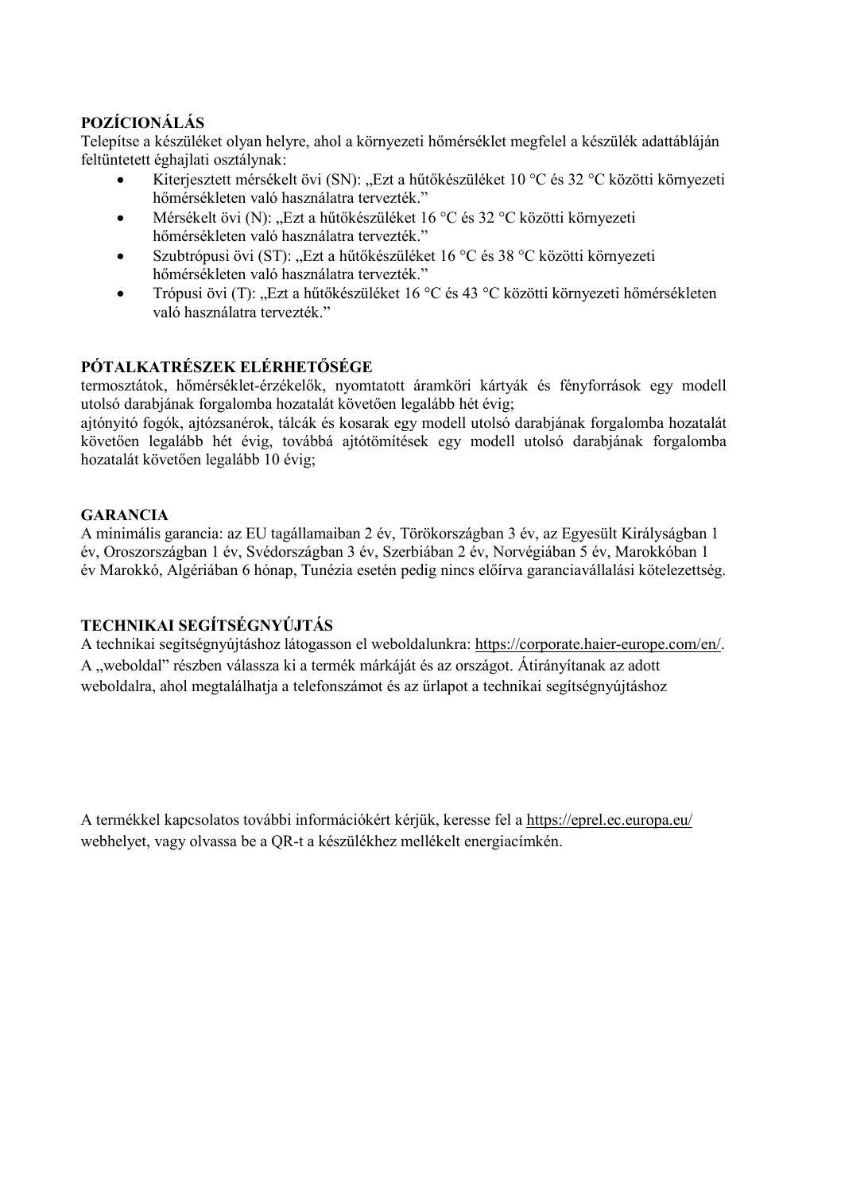## POZÍCIONÁLÁS

Telepítse a készüléket olyan helyre, ahol a környezeti hőmérséklet megfelel a készülék adattábláján feltüntetett éghajlati osztálynak:

- Kiterjesztett mérsékelt övi (SN): „Ezt a hűtőkészüléket 10 °C és 32 °C közötti környezeti hőmérsékleten való használatra tervezték."
- Mérsékelt övi (N): „Ezt a hűtőkészüléket 16 °C és 32 °C közötti környezeti hőmérsékleten való használatra tervezték."
- Szubtrópusi övi (ST): „Ezt a hűtőkészüléket 16 °C és 38 °C közötti környezeti hőmérsékleten való használatra tervezték."
- Trópusi övi (T): „Ezt a hűtőkészüléket 16 °C és 43 °C közötti környezeti hőmérsékleten való használatra tervezték."

## PÓTALKATRÉSZEK ELÉRHETŐSÉGE

termosztátok, hőmérséklet-érzékelők, nyomtatott áramköri kártyák és fényforrások egy modell utolsó darabjának forgalomba hozatalát követően legalább hét évig;

ajtónyitó fogók, ajtózsanérok, tálcák és kosarak egy modell utolsó darabjának forgalomba hozatalát követően legalább hét évig, továbbá ajtótömítések egy modell utolsó darabjának forgalomba hozatalát követően legalább 10 évig;

## GARANCIA

A minimális garancia: az EU tagállamaiban 2 év, Törökországban 3 év, az Egyesült Királyságban 1 év, Oroszországban 1 év, Svédországban 3 év, Szerbiában 2 év, Norvégiában 5 év, Marokkóban 1 év Marokkó, Algériában 6 hónap, Tunézia esetén pedig nincs előírva garanciavállalási kötelezettség.

## TECHNIKAI SEGÍTSÉGNYÚJTÁS

A technikai segítségnyújtáshoz látogasson el weboldalunkra: https://corporate.haier-europe.com/en/. A „weboldal" részben válassza ki a termék márkáját és az országot. Átirányítanak az adott weboldalra, ahol megtalálhatja a telefonszámot és az űrlapot a technikai segítségnyújtáshoz

A termékkel kapcsolatos további információkért kérjük, keresse fel a https://eprel.ec.europa.eu/ webhelyet, vagy olvassa be a QR-t a készülékhez mellékelt energiacímkén.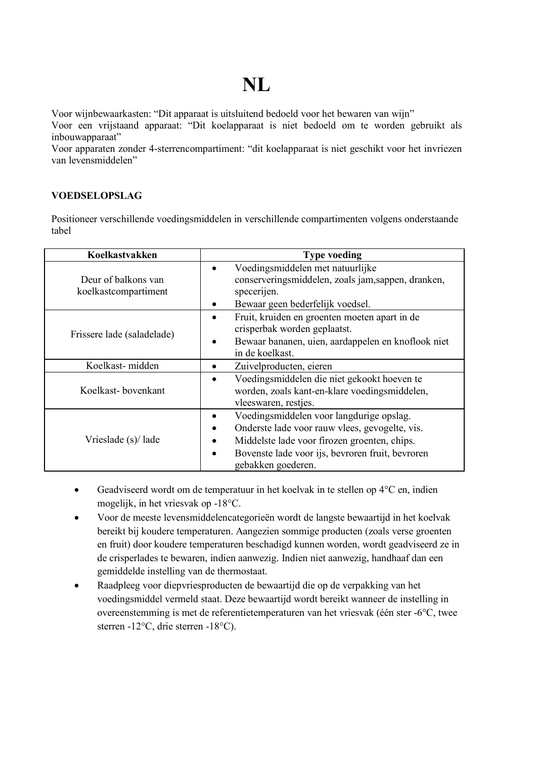# NL

Voor wijnbewaarkasten: “Dit apparaat is uitsluitend bedoeld voor het bewaren van wijn”
Voor een vrijstaand apparaat: “Dit koelapparaat is niet bedoeld om te worden gebruikt als inbouwapparaat”
Voor apparaten zonder 4-sterrencompartiment: “dit koelapparaat is niet geschikt voor het invriezen van levensmiddelen”

**VOEDSELOPSLAG**

Positioneer verschillende voedingsmiddelen in verschillende compartimenten volgens onderstaande tabel

| Koelkastvakken | Type voeding |
|---|---|
| Deur of balkons van koelkastcompartiment | • Voedingsmiddelen met natuurlijke conserveringsmiddelen, zoals jam,sappen, dranken, specerijen. <br> • Bewaar geen bederfelijk voedsel. |
| Frissere lade (saladelade) | • Fruit, kruiden en groenten moeten apart in de crisperbak worden geplaatst. <br> • Bewaar bananen, uien, aardappelen en knoflook niet in de koelkast. |
| Koelkast- midden | • Zuivelproducten, eieren |
| Koelkast- bovenkant | • Voedingsmiddelen die niet gekookt hoeven te worden, zoals kant-en-klare voedingsmiddelen, vleeswaren, restjes. |
| Vrieslade (s)/ lade | • Voedingsmiddelen voor langdurige opslag. <br> • Onderste lade voor rauw vlees, gevogelte, vis. <br> • Middelste lade voor firozen groenten, chips. <br> • Bovenste lade voor ijs, bevroren fruit, bevroren gebakken goederen. |

- Geadviseerd wordt om de temperatuur in het koelvak in te stellen op 4°C en, indien mogelijk, in het vriesvak op -18°C.
- Voor de meeste levensmiddelencategorieën wordt de langste bewaartijd in het koelvak bereikt bij koudere temperaturen. Aangezien sommige producten (zoals verse groenten en fruit) door koudere temperaturen beschadigd kunnen worden, wordt geadviseerd ze in de crisperlades te bewaren, indien aanwezig. Indien niet aanwezig, handhaaf dan een gemiddelde instelling van de thermostaat.
- Raadpleeg voor diepvriesproducten de bewaartijd die op de verpakking van het voedingsmiddel vermeld staat. Deze bewaartijd wordt bereikt wanneer de instelling in overeenstemming is met de referentietemperaturen van het vriesvak (één ster -6°C, twee sterren -12°C, drie sterren -18°C).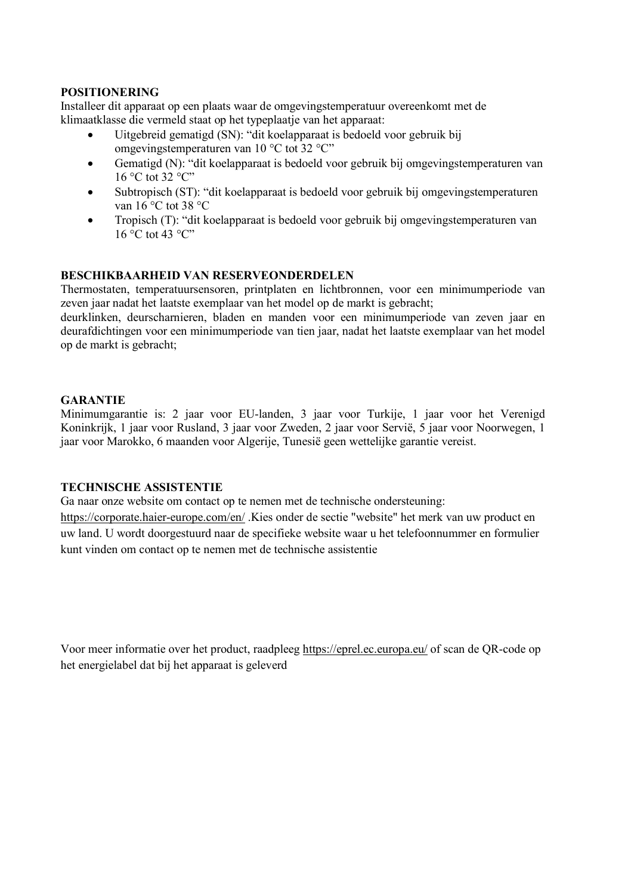**POSITIONERING**

Installeer dit apparaat op een plaats waar de omgevingstemperatuur overeenkomt met de klimaatklasse die vermeld staat op het typeplaatje van het apparaat:

- Uitgebreid gematigd (SN): "dit koelapparaat is bedoeld voor gebruik bij omgevingstemperaturen van 10 °C tot 32 °C"
- Gematigd (N): "dit koelapparaat is bedoeld voor gebruik bij omgevingstemperaturen van 16 °C tot 32 °C"
- Subtropisch (ST): "dit koelapparaat is bedoeld voor gebruik bij omgevingstemperaturen van 16 °C tot 38 °C
- Tropisch (T): "dit koelapparaat is bedoeld voor gebruik bij omgevingstemperaturen van 16 °C tot 43 °C"

**BESCHIKBAARHEID VAN RESERVEONDERDELEN**

Thermostaten, temperatuursensoren, printplaten en lichtbronnen, voor een minimumperiode van zeven jaar nadat het laatste exemplaar van het model op de markt is gebracht;
deurklinken, deurscharnieren, bladen en manden voor een minimumperiode van zeven jaar en deurafdichtingen voor een minimumperiode van tien jaar, nadat het laatste exemplaar van het model op de markt is gebracht;

**GARANTIE**

Minimumgarantie is: 2 jaar voor EU-landen, 3 jaar voor Turkije, 1 jaar voor het Verenigd Koninkrijk, 1 jaar voor Rusland, 3 jaar voor Zweden, 2 jaar voor Servië, 5 jaar voor Noorwegen, 1 jaar voor Marokko, 6 maanden voor Algerije, Tunesië geen wettelijke garantie vereist.

**TECHNISCHE ASSISTENTIE**

Ga naar onze website om contact op te nemen met de technische ondersteuning: https://corporate.haier-europe.com/en/ .Kies onder de sectie "website" het merk van uw product en uw land. U wordt doorgestuurd naar de specifieke website waar u het telefoonnummer en formulier kunt vinden om contact op te nemen met de technische assistentie

Voor meer informatie over het product, raadpleeg https://eprel.ec.europa.eu/ of scan de QR-code op het energielabel dat bij het apparaat is geleverd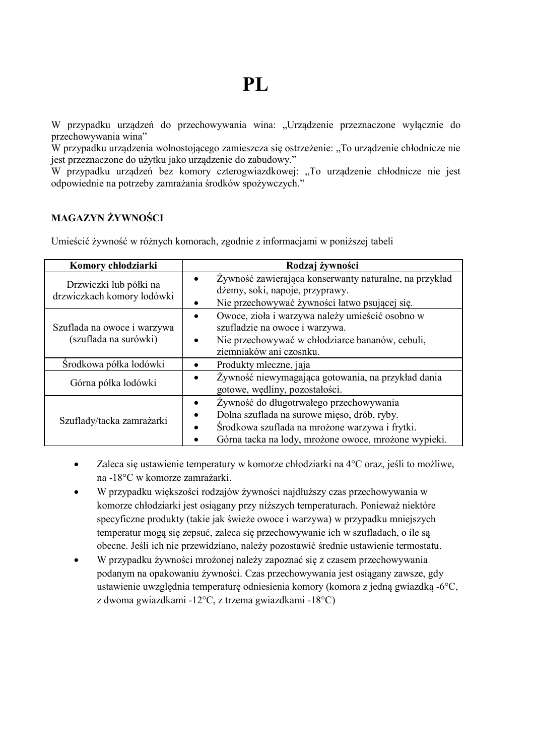# PL

W przypadku urządzeń do przechowywania wina: „Urządzenie przeznaczone wyłącznie do przechowywania wina”
W przypadku urządzenia wolnostojącego zamieszcza się ostrzeżenie: „To urządzenie chłodnicze nie jest przeznaczone do użytku jako urządzenie do zabudowy.”
W przypadku urządzeń bez komory czterogwiazdkowej: „To urządzenie chłodnicze nie jest odpowiednie na potrzeby zamrażania środków spożywczych.”

## MAGAZYN ŻYWNOŚCI

Umieścić żywność w różnych komorach, zgodnie z informacjami w poniższej tabeli

| Komory chłodziarki | Rodzaj żywności |
|---|---|
| Drzwiczki lub półki na drzwiczkach komory lodówki | • Żywność zawierająca konserwanty naturalne, na przykład dżemy, soki, napoje, przyprawy.<br>• Nie przechowywać żywności łatwo psującej się. |
| Szuflada na owoce i warzywa (szuflada na surówki) | • Owoce, zioła i warzywa należy umieścić osobno w szufladzie na owoce i warzywa.<br>• Nie przechowywać w chłodziarce bananów, cebuli, ziemniaków ani czosnku. |
| Środkowa półka lodówki | • Produkty mleczne, jaja |
| Górna półka lodówki | • Żywność niewymagająca gotowania, na przykład dania gotowe, wędliny, pozostałości. |
| Szuflady/tacka zamrażarki | • Żywność do długotrwałego przechowywania<br>• Dolna szuflada na surowe mięso, drób, ryby.<br>• Środkowa szuflada na mrożone warzywa i frytki.<br>• Górna tacka na lody, mrożone owoce, mrożone wypieki. |

- Zaleca się ustawienie temperatury w komorze chłodziarki na 4°C oraz, jeśli to możliwe, na -18°C w komorze zamrażarki.
- W przypadku większości rodzajów żywności najdłuższy czas przechowywania w komorze chłodziarki jest osiągany przy niższych temperaturach. Ponieważ niektóre specyficzne produkty (takie jak świeże owoce i warzywa) w przypadku mniejszych temperatur mogą się zepsuć, zaleca się przechowywanie ich w szufladach, o ile są obecne. Jeśli ich nie przewidziano, należy pozostawić średnie ustawienie termostatu.
- W przypadku żywności mrożonej należy zapoznać się z czasem przechowywania podanym na opakowaniu żywności. Czas przechowywania jest osiągany zawsze, gdy ustawienie uwzględnia temperaturę odniesienia komory (komora z jedną gwiazdką -6°C, z dwoma gwiazdkami -12°C, z trzema gwiazdkami -18°C)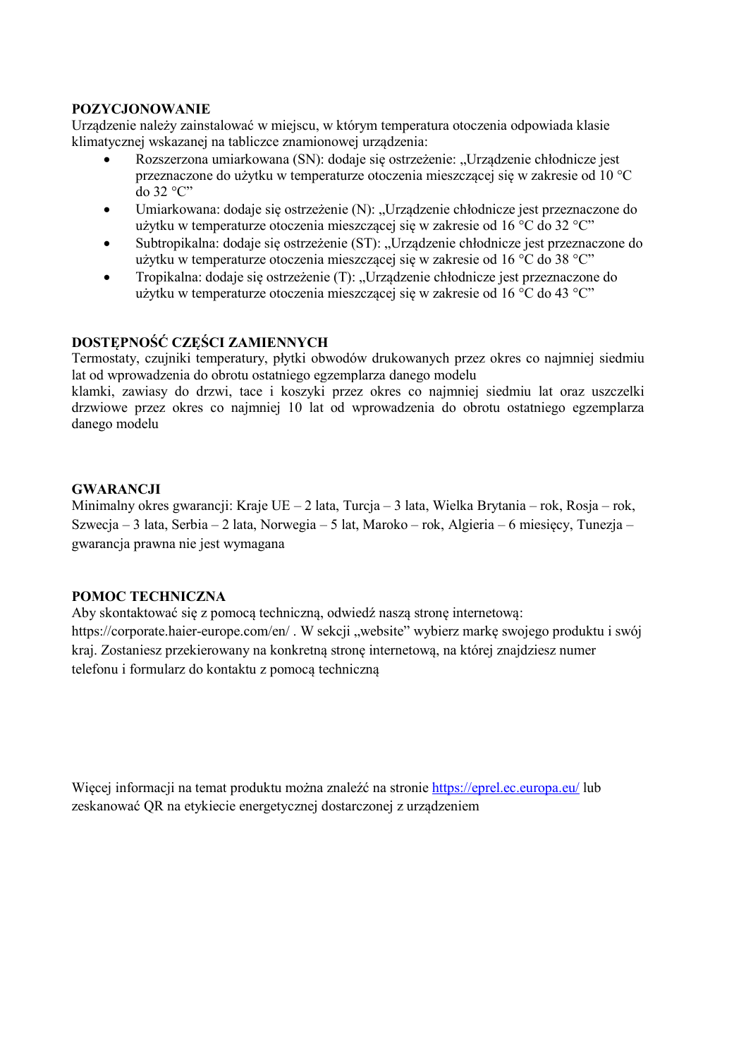**POZYCJONOWANIE**

Urządzenie należy zainstalować w miejscu, w którym temperatura otoczenia odpowiada klasie klimatycznej wskazanej na tabliczce znamionowej urządzenia:

- Rozszerzona umiarkowana (SN): dodaje się ostrzeżenie: „Urządzenie chłodnicze jest przeznaczone do użytku w temperaturze otoczenia mieszczącej się w zakresie od 10 °C do 32 °C"
- Umiarkowana: dodaje się ostrzeżenie (N): „Urządzenie chłodnicze jest przeznaczone do użytku w temperaturze otoczenia mieszczącej się w zakresie od 16 °C do 32 °C"
- Subtropikalna: dodaje się ostrzeżenie (ST): „Urządzenie chłodnicze jest przeznaczone do użytku w temperaturze otoczenia mieszczącej się w zakresie od 16 °C do 38 °C"
- Tropikalna: dodaje się ostrzeżenie (T): „Urządzenie chłodnicze jest przeznaczone do użytku w temperaturze otoczenia mieszczącej się w zakresie od 16 °C do 43 °C"

**DOSTĘPNOŚĆ CZĘŚCI ZAMIENNYCH**

Termostaty, czujniki temperatury, płytki obwodów drukowanych przez okres co najmniej siedmiu lat od wprowadzenia do obrotu ostatniego egzemplarza danego modelu
klamki, zawiasy do drzwi, tace i koszyki przez okres co najmniej siedmiu lat oraz uszczelki drzwiowe przez okres co najmniej 10 lat od wprowadzenia do obrotu ostatniego egzemplarza danego modelu

**GWARANCJI**

Minimalny okres gwarancji: Kraje UE – 2 lata, Turcja – 3 lata, Wielka Brytania – rok, Rosja – rok, Szwecja – 3 lata, Serbia – 2 lata, Norwegia – 5 lat, Maroko – rok, Algieria – 6 miesięcy, Tunezja – gwarancja prawna nie jest wymagana

**POMOC TECHNICZNA**

Aby skontaktować się z pomocą techniczną, odwiedź naszą stronę internetową: https://corporate.haier-europe.com/en/ . W sekcji „website" wybierz markę swojego produktu i swój kraj. Zostaniesz przekierowany na konkretną stronę internetową, na której znajdziesz numer telefonu i formularz do kontaktu z pomocą techniczną

Więcej informacji na temat produktu można znaleźć na stronie https://eprel.ec.europa.eu/ lub zeskanować QR na etykiecie energetycznej dostarczonej z urządzeniem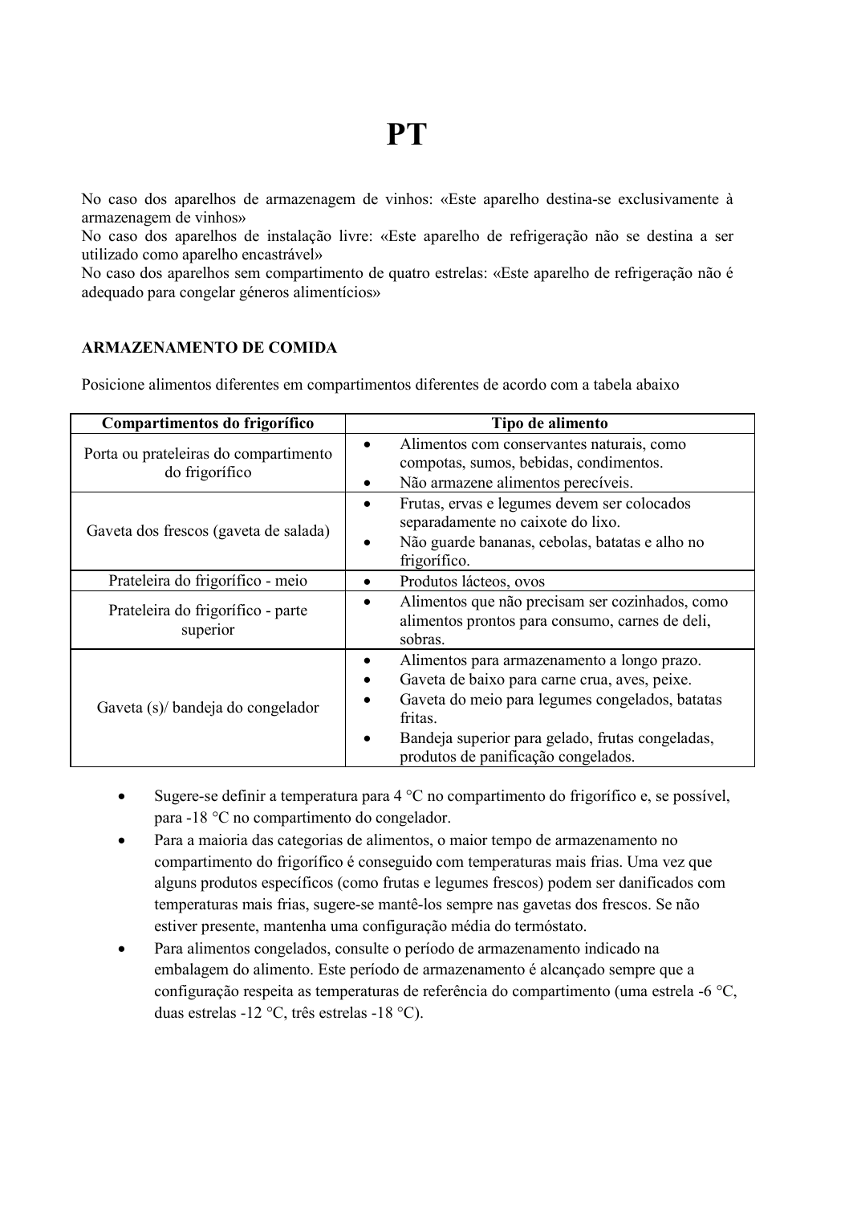# PT

No caso dos aparelhos de armazenagem de vinhos: «Este aparelho destina-se exclusivamente à armazenagem de vinhos»
No caso dos aparelhos de instalação livre: «Este aparelho de refrigeração não se destina a ser utilizado como aparelho encastrável»
No caso dos aparelhos sem compartimento de quatro estrelas: «Este aparelho de refrigeração não é adequado para congelar géneros alimentícios»

**ARMAZENAMENTO DE COMIDA**

Posicione alimentos diferentes em compartimentos diferentes de acordo com a tabela abaixo

| Compartimentos do frigorífico | Tipo de alimento |
|---|---|
| Porta ou prateleiras do compartimento do frigorífico | • Alimentos com conservantes naturais, como compotas, sumos, bebidas, condimentos.<br>• Não armazene alimentos perecíveis. |
| Gaveta dos frescos (gaveta de salada) | • Frutas, ervas e legumes devem ser colocados separadamente no caixote do lixo.<br>• Não guarde bananas, cebolas, batatas e alho no frigorífico. |
| Prateleira do frigorífico - meio | • Produtos lácteos, ovos |
| Prateleira do frigorífico - parte superior | • Alimentos que não precisam ser cozinhados, como alimentos prontos para consumo, carnes de deli, sobras. |
| Gaveta (s)/ bandeja do congelador | • Alimentos para armazenamento a longo prazo.<br>• Gaveta de baixo para carne crua, aves, peixe.<br>• Gaveta do meio para legumes congelados, batatas fritas.<br>• Bandeja superior para gelado, frutas congeladas, produtos de panificação congelados. |

- Sugere-se definir a temperatura para 4 °C no compartimento do frigorífico e, se possível, para -18 °C no compartimento do congelador.
- Para a maioria das categorias de alimentos, o maior tempo de armazenamento no compartimento do frigorífico é conseguido com temperaturas mais frias. Uma vez que alguns produtos específicos (como frutas e legumes frescos) podem ser danificados com temperaturas mais frias, sugere-se mantê-los sempre nas gavetas dos frescos. Se não estiver presente, mantenha uma configuração média do termóstato.
- Para alimentos congelados, consulte o período de armazenamento indicado na embalagem do alimento. Este período de armazenamento é alcançado sempre que a configuração respeita as temperaturas de referência do compartimento (uma estrela -6 °C, duas estrelas -12 °C, três estrelas -18 °C).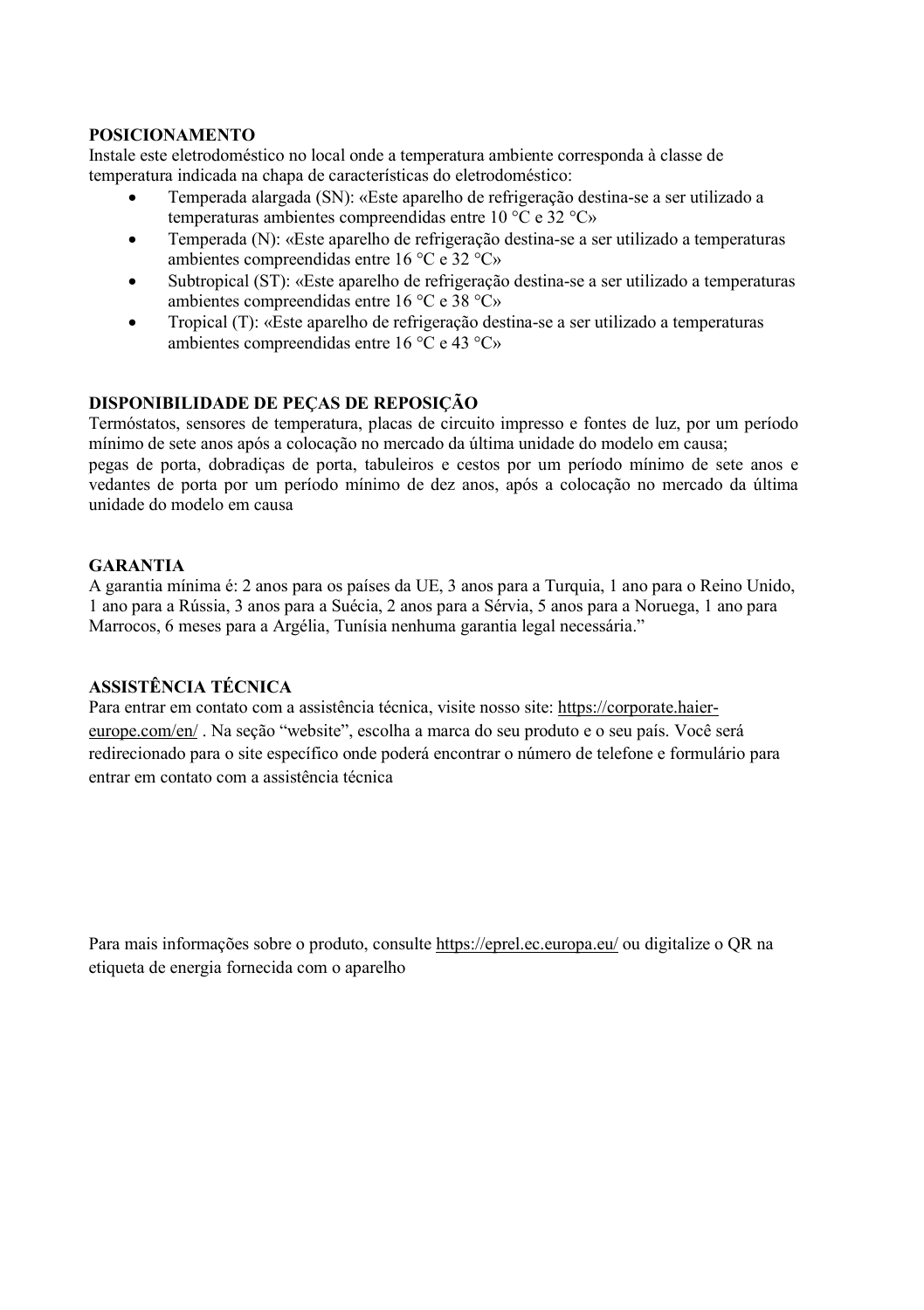**POSICIONAMENTO**

Instale este eletrodoméstico no local onde a temperatura ambiente corresponda à classe de temperatura indicada na chapa de características do eletrodoméstico:

- Temperada alargada (SN): «Este aparelho de refrigeração destina-se a ser utilizado a temperaturas ambientes compreendidas entre 10 °C e 32 °C»
- Temperada (N): «Este aparelho de refrigeração destina-se a ser utilizado a temperaturas ambientes compreendidas entre 16 °C e 32 °C»
- Subtropical (ST): «Este aparelho de refrigeração destina-se a ser utilizado a temperaturas ambientes compreendidas entre 16 °C e 38 °C»
- Tropical (T): «Este aparelho de refrigeração destina-se a ser utilizado a temperaturas ambientes compreendidas entre 16 °C e 43 °C»

**DISPONIBILIDADE DE PEÇAS DE REPOSIÇÃO**

Termóstatos, sensores de temperatura, placas de circuito impresso e fontes de luz, por um período mínimo de sete anos após a colocação no mercado da última unidade do modelo em causa;
pegas de porta, dobradiças de porta, tabuleiros e cestos por um período mínimo de sete anos e vedantes de porta por um período mínimo de dez anos, após a colocação no mercado da última unidade do modelo em causa

**GARANTIA**

A garantia mínima é: 2 anos para os países da UE, 3 anos para a Turquia, 1 ano para o Reino Unido, 1 ano para a Rússia, 3 anos para a Suécia, 2 anos para a Sérvia, 5 anos para a Noruega, 1 ano para Marrocos, 6 meses para a Argélia, Tunísia nenhuma garantia legal necessária."

**ASSISTÊNCIA TÉCNICA**

Para entrar em contato com a assistência técnica, visite nosso site: https://corporate.haier-europe.com/en/ . Na seção "website", escolha a marca do seu produto e o seu país. Você será redirecionado para o site específico onde poderá encontrar o número de telefone e formulário para entrar em contato com a assistência técnica

Para mais informações sobre o produto, consulte https://eprel.ec.europa.eu/ ou digitalize o QR na etiqueta de energia fornecida com o aparelho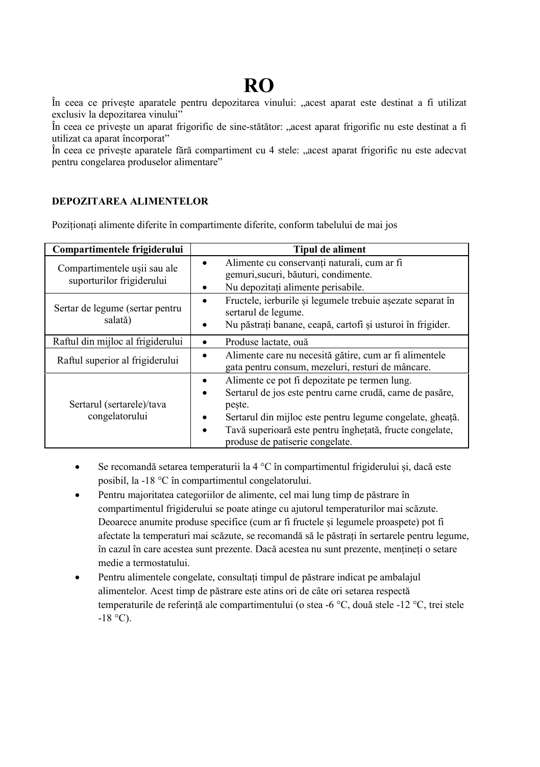# RO

În ceea ce privește aparatele pentru depozitarea vinului: „acest aparat este destinat a fi utilizat exclusiv la depozitarea vinului"

În ceea ce privește un aparat frigorific de sine-stătător: „acest aparat frigorific nu este destinat a fi utilizat ca aparat încorporat"

În ceea ce privește aparatele fără compartiment cu 4 stele: „acest aparat frigorific nu este adecvat pentru congelarea produselor alimentare"

**DEPOZITAREA ALIMENTELOR**

Poziționați alimente diferite în compartimente diferite, conform tabelului de mai jos

| Compartimentele frigiderului | Tipul de aliment |
|---|---|
| Compartimentele ușii sau ale suporturilor frigiderului | • Alimente cu conservanți naturali, cum ar fi gemuri,sucuri, băuturi, condimente.<br>• Nu depozitați alimente perisabile. |
| Sertar de legume (sertar pentru salată) | • Fructele, ierburile și legumele trebuie așezate separat în sertarul de legume.<br>• Nu păstrați banane, ceapă, cartofi și usturoi în frigider. |
| Raftul din mijloc al frigiderului | • Produse lactate, ouă |
| Raftul superior al frigiderului | • Alimente care nu necesită gătire, cum ar fi alimentele gata pentru consum, mezeluri, resturi de mâncare. |
| Sertarul (sertarele)/tava congelatorului | • Alimente ce pot fi depozitate pe termen lung.<br>• Sertarul de jos este pentru carne crudă, carne de pasăre, pește.<br>• Sertarul din mijloc este pentru legume congelate, gheață.<br>• Tavă superioară este pentru înghețată, fructe congelate, produse de patiserie congelate. |

- Se recomandă setarea temperaturii la 4 °C în compartimentul frigiderului și, dacă este posibil, la -18 °C în compartimentul congelatorului.
- Pentru majoritatea categoriilor de alimente, cel mai lung timp de păstrare în compartimentul frigiderului se poate atinge cu ajutorul temperaturilor mai scăzute. Deoarece anumite produse specifice (cum ar fi fructele și legumele proaspete) pot fi afectate la temperaturi mai scăzute, se recomandă să le păstrați în sertarele pentru legume, în cazul în care acestea sunt prezente. Dacă acestea nu sunt prezente, mențineți o setare medie a termostatului.
- Pentru alimentele congelate, consultați timpul de păstrare indicat pe ambalajul alimentelor. Acest timp de păstrare este atins ori de câte ori setarea respectă temperaturile de referință ale compartimentului (o stea -6 °C, două stele -12 °C, trei stele -18 °C).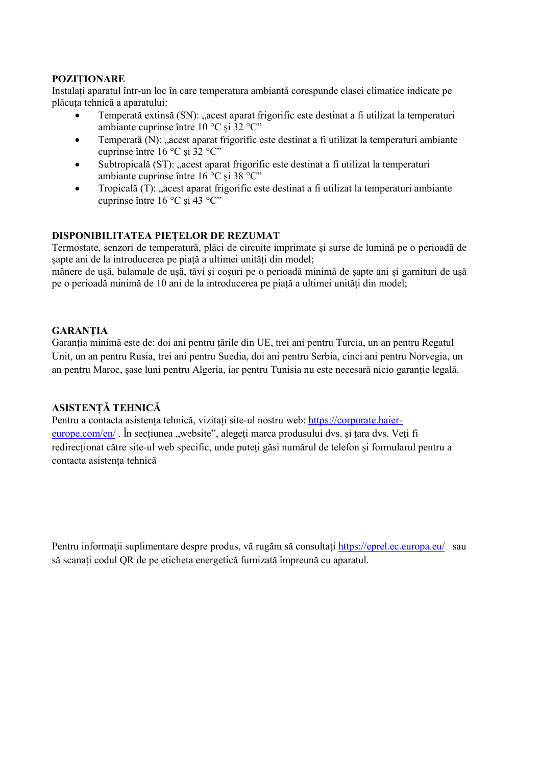**POZIȚIONARE**

Instalați aparatul într-un loc în care temperatura ambiantă corespunde clasei climatice indicate pe plăcuța tehnică a aparatului:

- Temperată extinsă (SN): „acest aparat frigorific este destinat a fi utilizat la temperaturi ambiante cuprinse între 10 °C și 32 °C”
- Temperată (N): „acest aparat frigorific este destinat a fi utilizat la temperaturi ambiante cuprinse între 16 °C și 32 °C”
- Subtropicală (ST): „acest aparat frigorific este destinat a fi utilizat la temperaturi ambiante cuprinse între 16 °C și 38 °C”
- Tropicală (T): „acest aparat frigorific este destinat a fi utilizat la temperaturi ambiante cuprinse între 16 °C și 43 °C”

**DISPONIBILITATEA PIEȚELOR DE REZUMAT**

Termostate, senzori de temperatură, plăci de circuite imprimate și surse de lumină pe o perioadă de șapte ani de la introducerea pe piață a ultimei unități din model;

mânere de ușă, balamale de ușă, tăvi și coșuri pe o perioadă minimă de șapte ani și garnituri de ușă pe o perioadă minimă de 10 ani de la introducerea pe piață a ultimei unități din model;

**GARANȚIA**

Garanția minimă este de: doi ani pentru țările din UE, trei ani pentru Turcia, un an pentru Regatul Unit, un an pentru Rusia, trei ani pentru Suedia, doi ani pentru Serbia, cinci ani pentru Norvegia, un an pentru Maroc, șase luni pentru Algeria, iar pentru Tunisia nu este necesară nicio garanție legală.

**ASISTENȚĂ TEHNICĂ**

Pentru a contacta asistența tehnică, vizitați site-ul nostru web: https://corporate.haier-europe.com/en/ . În secțiunea „website”, alegeți marca produsului dvs. și țara dvs. Veți fi redirecționat către site-ul web specific, unde puteți găsi numărul de telefon și formularul pentru a contacta asistența tehnică

Pentru informații suplimentare despre produs, vă rugăm să consultați https://eprel.ec.europa.eu/ sau să scanați codul QR de pe eticheta energetică furnizată împreună cu aparatul.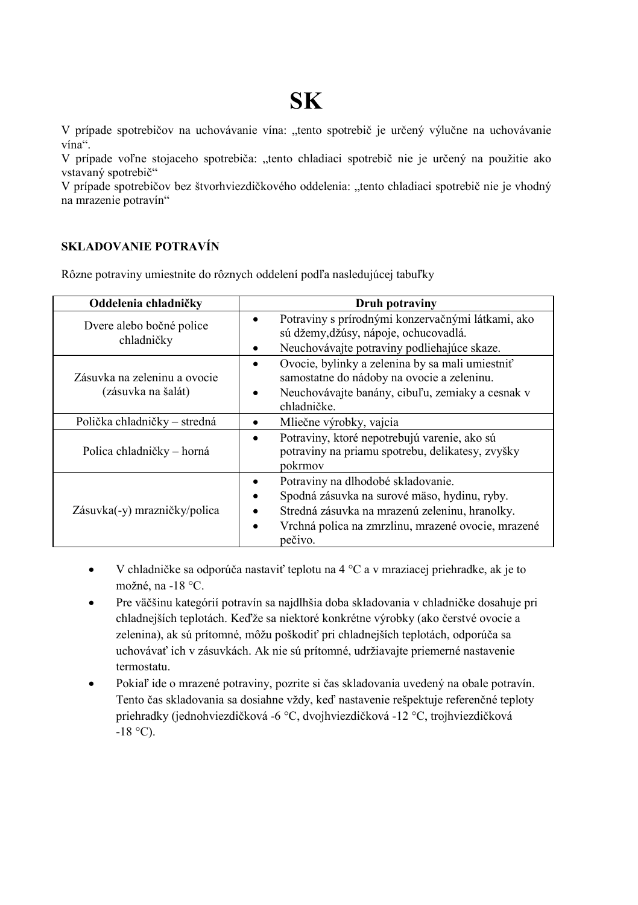# SK

V prípade spotrebičov na uchovávanie vína: „tento spotrebič je určený výlučne na uchovávanie vína".
V prípade voľne stojaceho spotrebiča: „tento chladiaci spotrebič nie je určený na použitie ako vstavaný spotrebič"
V prípade spotrebičov bez štvorhviezdičkového oddelenia: „tento chladiaci spotrebič nie je vhodný na mrazenie potravín"

## SKLADOVANIE POTRAVÍN

Rôzne potraviny umiestnite do rôznych oddelení podľa nasledujúcej tabuľky

| Oddelenia chladničky | Druh potraviny |
|---|---|
| Dvere alebo bočné police chladničky | • Potraviny s prírodnými konzervačnými látkami, ako sú džemy,džúsy, nápoje, ochucovadlá.<br>• Neuchovávajte potraviny podliehajúce skaze. |
| Zásuvka na zeleninu a ovocie (zásuvka na šalát) | • Ovocie, bylinky a zelenina by sa mali umiestniť samostatne do nádoby na ovocie a zeleninu.<br>• Neuchovávajte banány, cibuľu, zemiaky a cesnak v chladničke. |
| Polička chladničky – stredná | • Mliečne výrobky, vajcia |
| Polica chladničky – horná | • Potraviny, ktoré nepotrebujú varenie, ako sú potraviny na priamu spotrebu, delikatesy, zvyšky pokrmov |
| Zásuvka(-y) mrazničky/polica | • Potraviny na dlhodobé skladovanie.<br>• Spodná zásuvka na surové mäso, hydinu, ryby.<br>• Stredná zásuvka na mrazenú zeleninu, hranolky.<br>• Vrchná polica na zmrzlinu, mrazené ovocie, mrazené pečivo. |

- V chladničke sa odporúča nastaviť teplotu na 4 °C a v mraziacej priehradke, ak je to možné, na -18 °C.
- Pre väčšinu kategórií potravín sa najdlhšia doba skladovania v chladničke dosahuje pri chladnejších teplotách. Keďže sa niektoré konkrétne výrobky (ako čerstvé ovocie a zelenina), ak sú prítomné, môžu poškodiť pri chladnejších teplotách, odporúča sa uchovávať ich v zásuvkách. Ak nie sú prítomné, udržiavajte priemerné nastavenie termostatu.
- Pokiaľ ide o mrazené potraviny, pozrite si čas skladovania uvedený na obale potravín. Tento čas skladovania sa dosiahne vždy, keď nastavenie rešpektuje referenčné teploty priehradky (jednohviezdičková -6 °C, dvojhviezdičková -12 °C, trojhviezdičková -18 °C).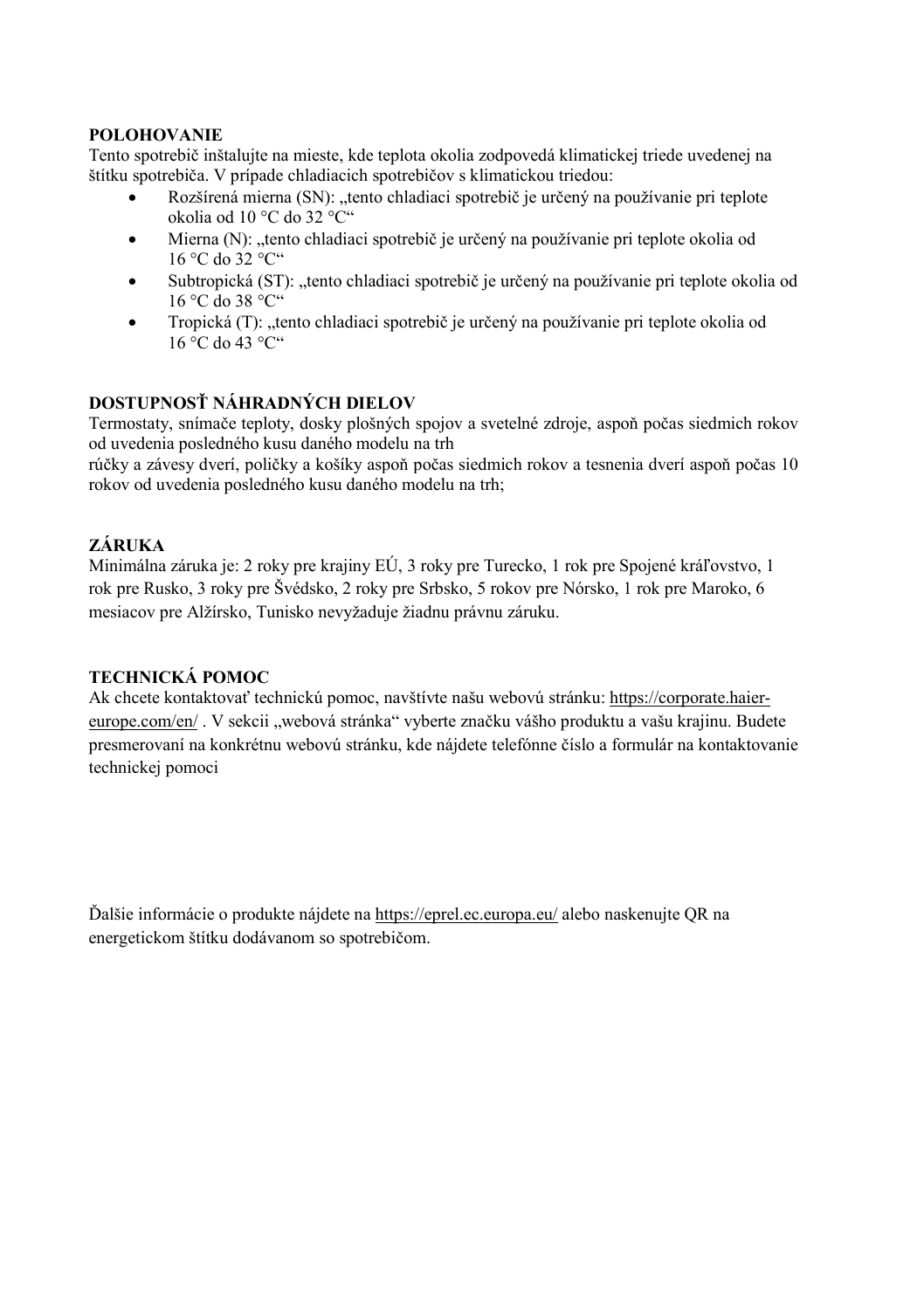**POLOHOVANIE**

Tento spotrebič inštalujte na mieste, kde teplota okolia zodpovedá klimatickej triede uvedenej na štítku spotrebiča. V prípade chladiacich spotrebičov s klimatickou triedou:

- Rozšírená mierna (SN): „tento chladiaci spotrebič je určený na používanie pri teplote okolia od 10 °C do 32 °C"
- Mierna (N): „tento chladiaci spotrebič je určený na používanie pri teplote okolia od 16 °C do 32 °C"
- Subtropická (ST): „tento chladiaci spotrebič je určený na používanie pri teplote okolia od 16 °C do 38 °C"
- Tropická (T): „tento chladiaci spotrebič je určený na používanie pri teplote okolia od 16 °C do 43 °C"

**DOSTUPNOSŤ NÁHRADNÝCH DIELOV**

Termostaty, snímače teploty, dosky plošných spojov a svetelné zdroje, aspoň počas siedmich rokov od uvedenia posledného kusu daného modelu na trh
rúčky a závesy dverí, poličky a košíky aspoň počas siedmich rokov a tesnenia dverí aspoň počas 10 rokov od uvedenia posledného kusu daného modelu na trh;

**ZÁRUKA**

Minimálna záruka je: 2 roky pre krajiny EÚ, 3 roky pre Turecko, 1 rok pre Spojené kráľovstvo, 1 rok pre Rusko, 3 roky pre Švédsko, 2 roky pre Srbsko, 5 rokov pre Nórsko, 1 rok pre Maroko, 6 mesiacov pre Alžírsko, Tunisko nevyžaduje žiadnu právnu záruku.

**TECHNICKÁ POMOC**

Ak chcete kontaktovať technickú pomoc, navštívte našu webovú stránku: https://corporate.haier-europe.com/en/ . V sekcii „webová stránka" vyberte značku vášho produktu a vašu krajinu. Budete presmerovaní na konkrétnu webovú stránku, kde nájdete telefónne číslo a formulár na kontaktovanie technickej pomoci

Ďalšie informácie o produkte nájdete na https://eprel.ec.europa.eu/ alebo naskenujte QR na energetickom štítku dodávanom so spotrebičom.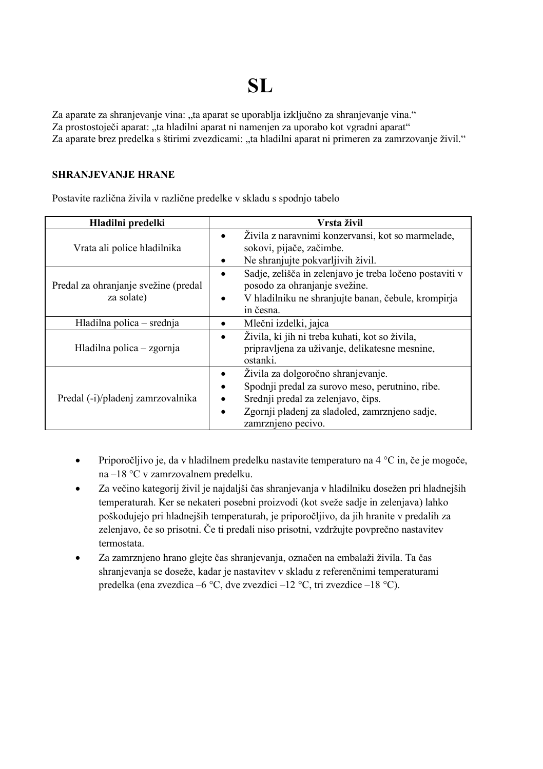# SL

Za aparate za shranjevanje vina: „ta aparat se uporablja izključno za shranjevanje vina.“
Za prostostoječi aparat: „ta hladilni aparat ni namenjen za uporabo kot vgradni aparat“
Za aparate brez predelka s štirimi zvezdicami: „ta hladilni aparat ni primeren za zamrzovanje živil.“

**SHRANJEVANJE HRANE**

Postavite različna živila v različne predelke v skladu s spodnjo tabelo

| Hladilni predelki | Vrsta živil |
|---|---|
| Vrata ali police hladilnika | • Živila z naravnimi konzervansi, kot so marmelade, sokovi, pijače, začimbe.<br>• Ne shranjujte pokvarljivih živil. |
| Predal za ohranjanje svežine (predal za solate) | • Sadje, zelišča in zelenjavo je treba ločeno postaviti v posodo za ohranjanje svežine.<br>• V hladilniku ne shranjujte banan, čebule, krompirja in česna. |
| Hladilna polica – srednja | • Mlečni izdelki, jajca |
| Hladilna polica – zgornja | • Živila, ki jih ni treba kuhati, kot so živila, pripravljena za uživanje, delikatesne mesnine, ostanki. |
| Predal (-i)/pladenj zamrzovalnika | • Živila za dolgoročno shranjevanje.<br>• Spodnji predal za surovo meso, perutnino, ribe.<br>• Srednji predal za zelenjavo, čips.<br>• Zgornji pladenj za sladoled, zamrznjeno sadje, zamrznjeno pecivo. |

- Priporočljivo je, da v hladilnem predelku nastavite temperaturo na 4 °C in, če je mogoče, na –18 °C v zamrzovalnem predelku.
- Za večino kategorij živil je najdaljši čas shranjevanja v hladilniku dosežen pri hladnejših temperaturah. Ker se nekateri posebni proizvodi (kot sveže sadje in zelenjava) lahko poškodujejo pri hladnejših temperaturah, je priporočljivo, da jih hranite v predalih za zelenjavo, če so prisotni. Če ti predali niso prisotni, vzdržujte povprečno nastavitev termostata.
- Za zamrznjeno hrano glejte čas shranjevanja, označen na embalaži živila. Ta čas shranjevanja se doseže, kadar je nastavitev v skladu z referenčnimi temperaturami predelka (ena zvezdica –6 °C, dve zvezdici –12 °C, tri zvezdice –18 °C).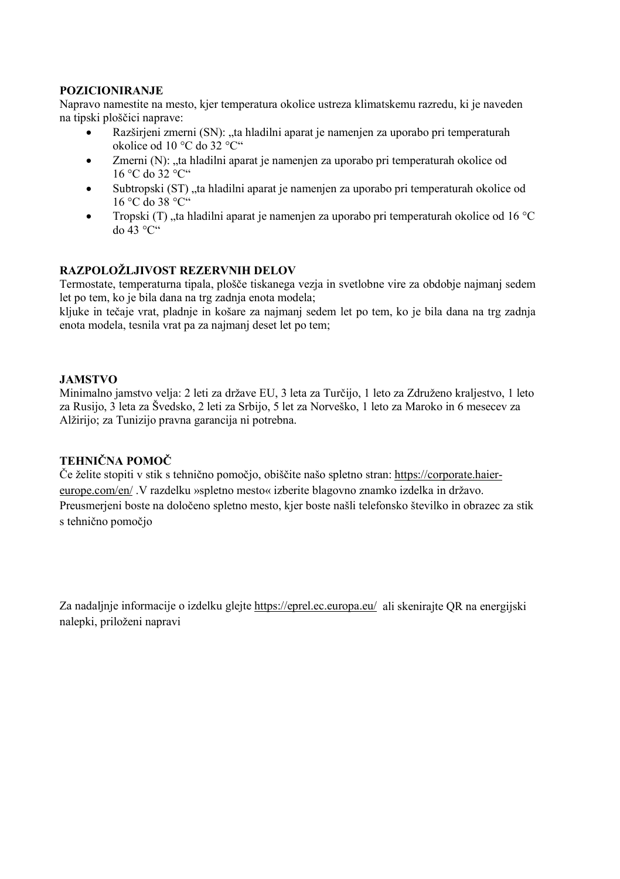**POZICIONIRANJE**

Napravo namestite na mesto, kjer temperatura okolice ustreza klimatskemu razredu, ki je naveden na tipski ploščici naprave:

- Razširjeni zmerni (SN): „ta hladilni aparat je namenjen za uporabo pri temperaturah okolice od 10 °C do 32 °C"
- Zmerni (N): „ta hladilni aparat je namenjen za uporabo pri temperaturah okolice od 16 °C do 32 °C"
- Subtropski (ST) „ta hladilni aparat je namenjen za uporabo pri temperaturah okolice od 16 °C do 38 °C"
- Tropski (T) „ta hladilni aparat je namenjen za uporabo pri temperaturah okolice od 16 °C do 43 °C"

**RAZPOLOŽLJIVOST REZERVNIH DELOV**

Termostate, temperaturna tipala, plošče tiskanega vezja in svetlobne vire za obdobje najmanj sedem let po tem, ko je bila dana na trg zadnja enota modela;
kljuke in tečaje vrat, pladnje in košare za najmanj sedem let po tem, ko je bila dana na trg zadnja enota modela, tesnila vrat pa za najmanj deset let po tem;

**JAMSTVO**

Minimalno jamstvo velja: 2 leti za države EU, 3 leta za Turčijo, 1 leto za Združeno kraljestvo, 1 leto za Rusijo, 3 leta za Švedsko, 2 leti za Srbijo, 5 let za Norveško, 1 leto za Maroko in 6 mesecev za Alžirijo; za Tunizijo pravna garancija ni potrebna.

**TEHNIČNA POMOČ**

Če želite stopiti v stik s tehnično pomočjo, obiščite našo spletno stran: https://corporate.haier-europe.com/en/ .V razdelku »spletno mesto« izberite blagovno znamko izdelka in državo. Preusmerjeni boste na določeno spletno mesto, kjer boste našli telefonsko številko in obrazec za stik s tehnično pomočjo

Za nadaljnje informacije o izdelku glejte https://eprel.ec.europa.eu/ ali skenirajte QR na energijski nalepki, priloženi napravi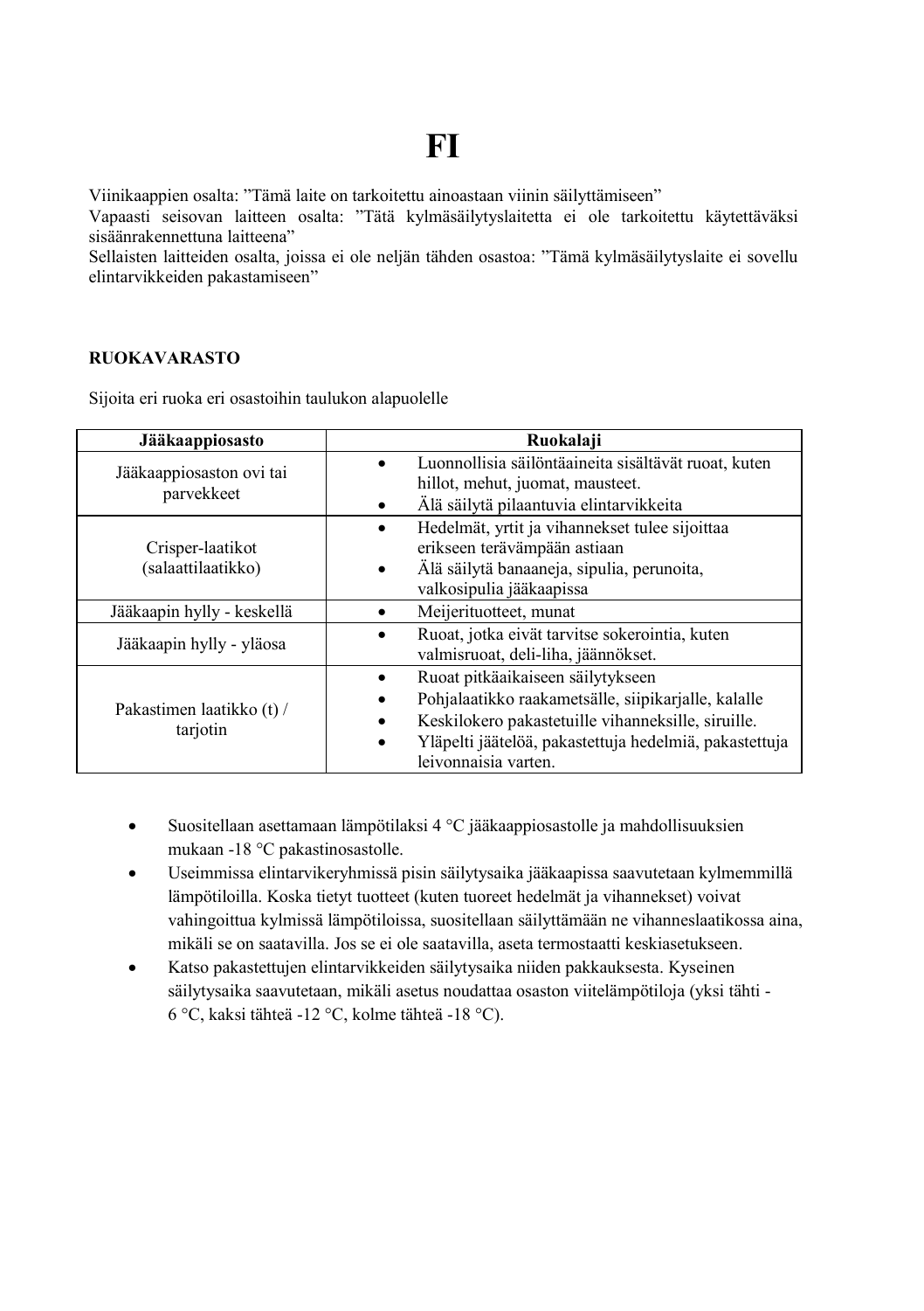# FI

Viinikaappien osalta: ”Tämä laite on tarkoitettu ainoastaan viinin säilyttämiseen”
Vapaasti seisovan laitteen osalta: ”Tätä kylmäsäilytyslaitetta ei ole tarkoitettu käytettäväksi sisäänrakennettuna laitteena”
Sellaisten laitteiden osalta, joissa ei ole neljän tähden osastoa: ”Tämä kylmäsäilytyslaite ei sovellu elintarvikkeiden pakastamiseen”

**RUOKAVARASTO**

Sijoita eri ruoka eri osastoihin taulukon alapuolelle

| Jääkaappiosasto | Ruokalaji |
|---|---|
| Jääkaappiosaston ovi tai parvekkeet | • Luonnollisia säilöntäaineita sisältävät ruoat, kuten hillot, mehut, juomat, mausteet.<br>• Älä säilytä pilaantuvia elintarvikkeita |
| Crisper-laatikot (salaattilaatikko) | • Hedelmät, yrtit ja vihannekset tulee sijoittaa erikseen terävämpään astiaan<br>• Älä säilytä banaaneja, sipulia, perunoita, valkosipulia jääkaapissa |
| Jääkaapin hylly - keskellä | • Meijerituotteet, munat |
| Jääkaapin hylly - yläosa | • Ruoat, jotka eivät tarvitse sokerointia, kuten valmisruoat, deli-liha, jäännökset. |
| Pakastimen laatikko (t) / tarjotin | • Ruoat pitkäaikaiseen säilytykseen<br>• Pohjalaatikko raakametsälle, siipikarjalle, kalalle<br>• Keskilokero pakastetuille vihanneksille, siruille.<br>• Yläpelti jäätelöä, pakastettuja hedelmiä, pakastettuja leivonnaisia varten. |

- Suositellaan asettamaan lämpötilaksi 4 °C jääkaappiosastolle ja mahdollisuuksien mukaan -18 °C pakastinosastolle.
- Useimmissa elintarvikeryhmissä pisin säilytysaika jääkaapissa saavutetaan kylmemmillä lämpötiloilla. Koska tietyt tuotteet (kuten tuoreet hedelmät ja vihannekset) voivat vahingoittua kylmissä lämpötiloissa, suositellaan säilyttämään ne vihanneslaatikossa aina, mikäli se on saatavilla. Jos se ei ole saatavilla, aseta termostaatti keskiasetukseen.
- Katso pakastettujen elintarvikkeiden säilytysaika niiden pakkauksesta. Kyseinen säilytysaika saavutetaan, mikäli asetus noudattaa osaston viitelämpötiloja (yksi tähti -6 °C, kaksi tähteä -12 °C, kolme tähteä -18 °C).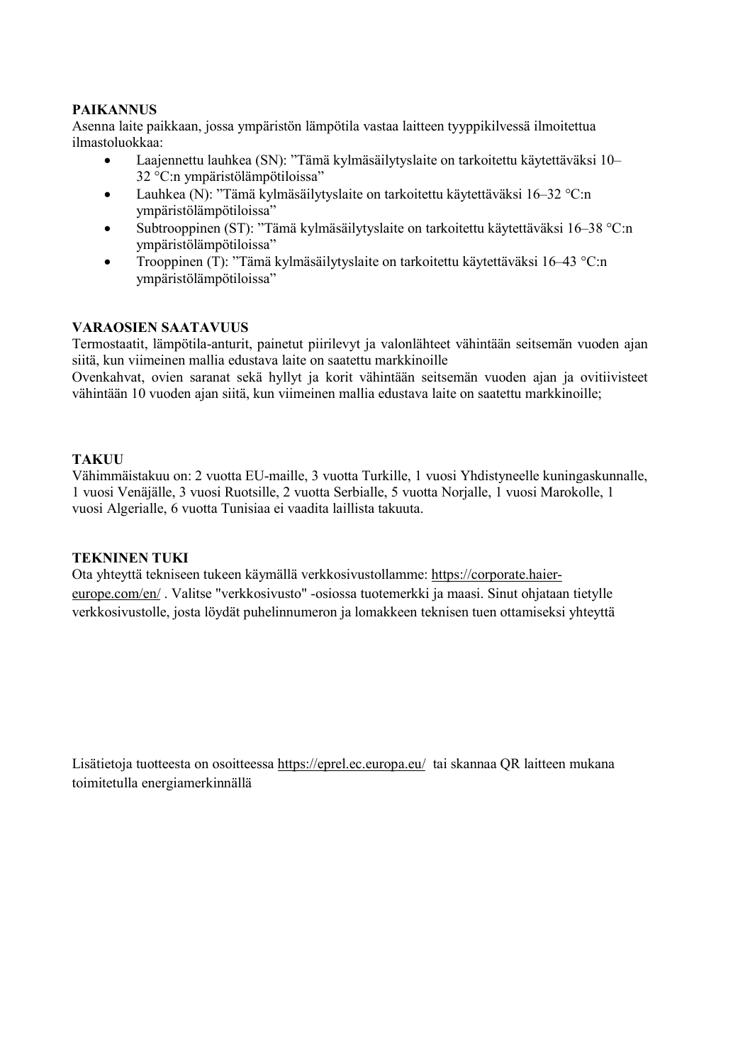**PAIKANNUS**

Asenna laite paikkaan, jossa ympäristön lämpötila vastaa laitteen tyyppikilvessä ilmoitettua ilmastoluokkaa:

- Laajennettu lauhkea (SN): ”Tämä kylmäsäilytyslaite on tarkoitettu käytettäväksi 10–32 °C:n ympäristölämpötiloissa”
- Lauhkea (N): ”Tämä kylmäsäilytyslaite on tarkoitettu käytettäväksi 16–32 °C:n ympäristölämpötiloissa”
- Subtrooppinen (ST): ”Tämä kylmäsäilytyslaite on tarkoitettu käytettäväksi 16–38 °C:n ympäristölämpötiloissa”
- Trooppinen (T): ”Tämä kylmäsäilytyslaite on tarkoitettu käytettäväksi 16–43 °C:n ympäristölämpötiloissa”

**VARAOSIEN SAATAVUUS**

Termostaatit, lämpötila-anturit, painetut piirilevyt ja valonlähteet vähintään seitsemän vuoden ajan siitä, kun viimeinen mallia edustava laite on saatettu markkinoille

Ovenkahvat, ovien saranat sekä hyllyt ja korit vähintään seitsemän vuoden ajan ja ovitiivisteet vähintään 10 vuoden ajan siitä, kun viimeinen mallia edustava laite on saatettu markkinoille;

**TAKUU**

Vähimmäistakuu on: 2 vuotta EU-maille, 3 vuotta Turkille, 1 vuosi Yhdistyneelle kuningaskunnalle, 1 vuosi Venäjälle, 3 vuosi Ruotsille, 2 vuotta Serbialle, 5 vuotta Norjalle, 1 vuosi Marokolle, 1 vuosi Algerialle, 6 vuotta Tunisiaa ei vaadita laillista takuuta.

**TEKNINEN TUKI**

Ota yhteyttä tekniseen tukeen käymällä verkkosivustollamme: https://corporate.haier-europe.com/en/ . Valitse "verkkosivusto" -osiossa tuotemerkki ja maasi. Sinut ohjataan tietylle verkkosivustolle, josta löydät puhelinnumeron ja lomakkeen teknisen tuen ottamiseksi yhteyttä

Lisätietoja tuotteesta on osoitteessa https://eprel.ec.europa.eu/ tai skannaa QR laitteen mukana toimitetulla energiamerkinnällä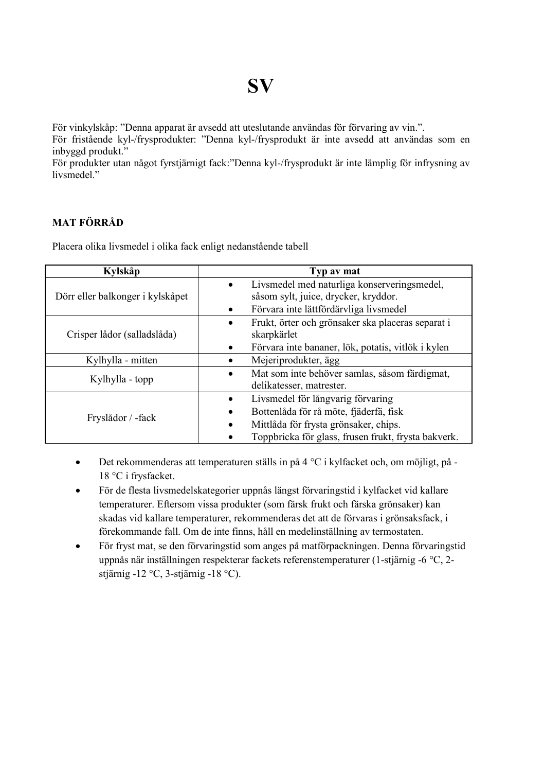# SV

För vinkylskåp: ”Denna apparat är avsedd att uteslutande användas för förvaring av vin.”.
För fristående kyl-/frysprodukter: ”Denna kyl-/frysprodukt är inte avsedd att användas som en inbyggd produkt.”
För produkter utan något fyrstjärnigt fack:”Denna kyl-/frysprodukt är inte lämplig för infrysning av livsmedel.”

**MAT FÖRRÅD**

Placera olika livsmedel i olika fack enligt nedanstående tabell

| Kylskåp | Typ av mat |
|---|---|
| Dörr eller balkonger i kylskåpet | • Livsmedel med naturliga konserveringsmedel, såsom sylt, juice, drycker, kryddor.<br>• Förvara inte lättfördärvliga livsmedel |
| Crisper lådor (salladslåda) | • Frukt, örter och grönsaker ska placeras separat i skarpkärlet<br>• Förvara inte bananer, lök, potatis, vitlök i kylen |
| Kylhylla - mitten | • Mejeriprodukter, ägg |
| Kylhylla - topp | • Mat som inte behöver samlas, såsom färdigmat, delikatesser, matrester. |
| Fryslådor / -fack | • Livsmedel för långvarig förvaring<br>• Bottenlåda för rå möte, fjäderfä, fisk<br>• Mittlåda för frysta grönsaker, chips.<br>• Toppbricka för glass, frusen frukt, frysta bakverk. |

- Det rekommenderas att temperaturen ställs in på 4 °C i kylfacket och, om möjligt, på -18 °C i frysfacket.
- För de flesta livsmedelskategorier uppnås längst förvaringstid i kylfacket vid kallare temperaturer. Eftersom vissa produkter (som färsk frukt och färska grönsaker) kan skadas vid kallare temperaturer, rekommenderas det att de förvaras i grönsaksfack, i förekommande fall. Om de inte finns, håll en medelinställning av termostaten.
- För fryst mat, se den förvaringstid som anges på matförpackningen. Denna förvaringstid uppnås när inställningen respekterar fackets referenstemperaturer (1-stjärnig -6 °C, 2-stjärnig -12 °C, 3-stjärnig -18 °C).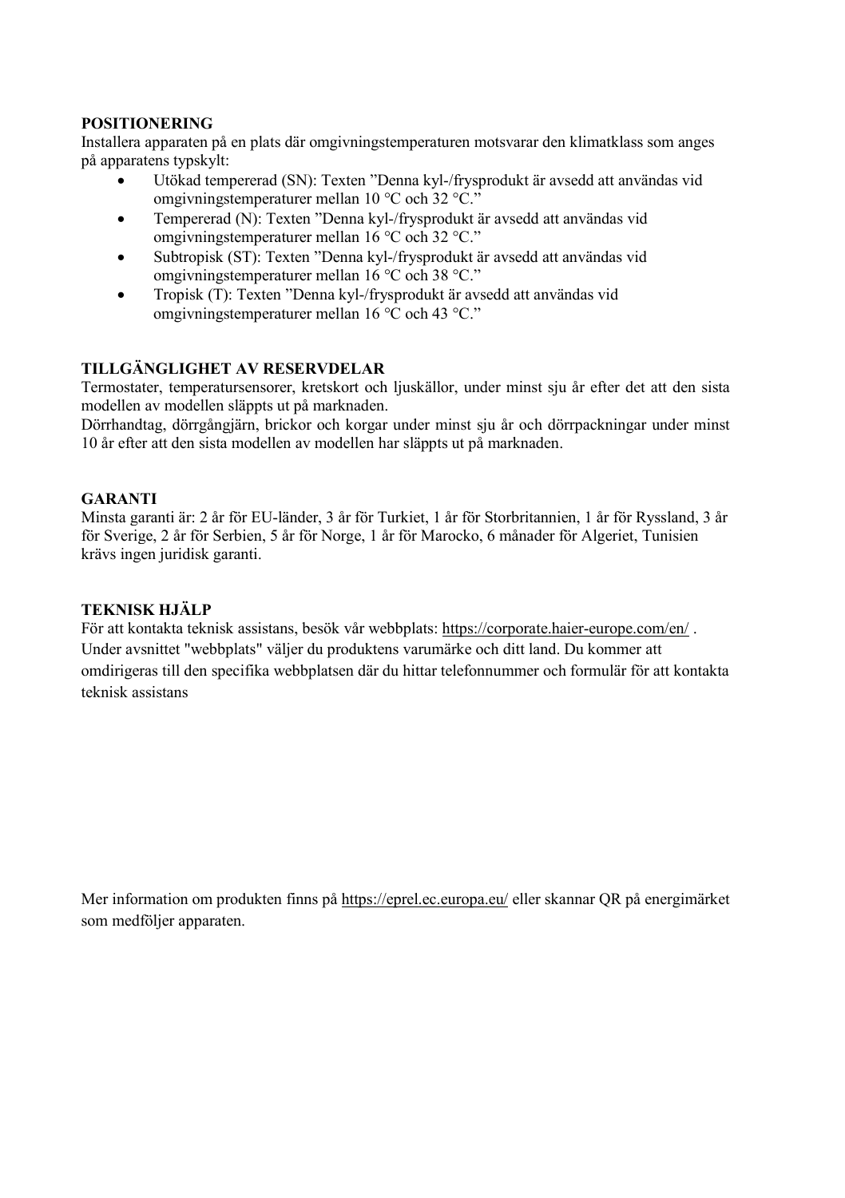**POSITIONERING**

Installera apparaten på en plats där omgivningstemperaturen motsvarar den klimatklass som anges på apparatens typskylt:

- Utökad tempererad (SN): Texten ”Denna kyl-/frysprodukt är avsedd att användas vid omgivningstemperaturer mellan 10 °C och 32 °C.”
- Tempererad (N): Texten ”Denna kyl-/frysprodukt är avsedd att användas vid omgivningstemperaturer mellan 16 °C och 32 °C.”
- Subtropisk (ST): Texten ”Denna kyl-/frysprodukt är avsedd att användas vid omgivningstemperaturer mellan 16 °C och 38 °C.”
- Tropisk (T): Texten ”Denna kyl-/frysprodukt är avsedd att användas vid omgivningstemperaturer mellan 16 °C och 43 °C.”

**TILLGÄNGLIGHET AV RESERVDELAR**

Termostater, temperatursensorer, kretskort och ljuskällor, under minst sju år efter det att den sista modellen av modellen släppts ut på marknaden.

Dörrhandtag, dörrgångjärn, brickor och korgar under minst sju år och dörrpackningar under minst 10 år efter att den sista modellen av modellen har släppts ut på marknaden.

**GARANTI**

Minsta garanti är: 2 år för EU-länder, 3 år för Turkiet, 1 år för Storbritannien, 1 år för Ryssland, 3 år för Sverige, 2 år för Serbien, 5 år för Norge, 1 år för Marocko, 6 månader för Algeriet, Tunisien krävs ingen juridisk garanti.

**TEKNISK HJÄLP**

För att kontakta teknisk assistans, besök vår webbplats: https://corporate.haier-europe.com/en/ . Under avsnittet "webbplats" väljer du produktens varumärke och ditt land. Du kommer att omdirigeras till den specifika webbplatsen där du hittar telefonnummer och formulär för att kontakta teknisk assistans

Mer information om produkten finns på https://eprel.ec.europa.eu/ eller skannar QR på energimärket som medföljer apparaten.